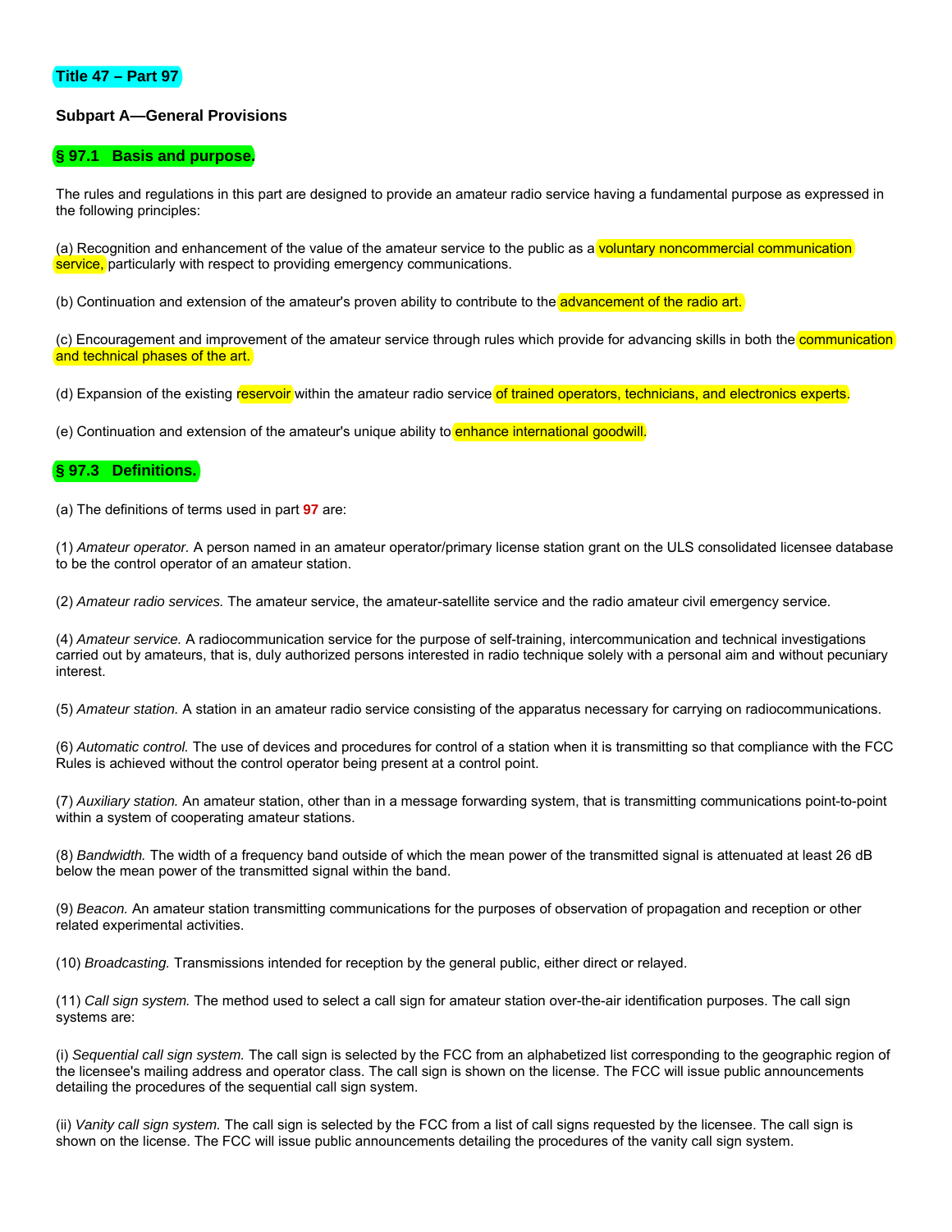# Title 47 – Part 97

## Subpart A—General Provisions

### § 97.1 Basis and purpose.

The rules and regulations in this part are designed to provide an amateur radio service having a fundamental purpose as expressed in the following principles:

(a) Recognition and enhancement of the value of the amateur service to the public as a voluntary noncommercial communication service, particularly with respect to providing emergency communications.

(b) Continuation and extension of the amateur's proven ability to contribute to the advancement of the radio art.

(c) Encouragement and improvement of the amateur service through rules which provide for advancing skills in both the communication and technical phases of the art.

(d) Expansion of the existing reservoir within the amateur radio service of trained operators, technicians, and electronics experts.

(e) Continuation and extension of the amateur's unique ability to enhance international goodwill.

### § 97.3 Definitions.

(a) The definitions of terms used in part 97 are:

(1) *Amateur operator.* A person named in an amateur operator/primary license station grant on the ULS consolidated licensee database to be the control operator of an amateur station.

(2) *Amateur radio services.* The amateur service, the amateur-satellite service and the radio amateur civil emergency service.

(4) *Amateur service.* A radiocommunication service for the purpose of self-training, intercommunication and technical investigations carried out by amateurs, that is, duly authorized persons interested in radio technique solely with a personal aim and without pecuniary interest.

(5) *Amateur station.* A station in an amateur radio service consisting of the apparatus necessary for carrying on radiocommunications.

(6) *Automatic control.* The use of devices and procedures for control of a station when it is transmitting so that compliance with the FCC Rules is achieved without the control operator being present at a control point.

(7) *Auxiliary station.* An amateur station, other than in a message forwarding system, that is transmitting communications point-to-point within a system of cooperating amateur stations.

(8) *Bandwidth.* The width of a frequency band outside of which the mean power of the transmitted signal is attenuated at least 26 dB below the mean power of the transmitted signal within the band.

(9) *Beacon.* An amateur station transmitting communications for the purposes of observation of propagation and reception or other related experimental activities.

(10) *Broadcasting.* Transmissions intended for reception by the general public, either direct or relayed.

(11) *Call sign system.* The method used to select a call sign for amateur station over-the-air identification purposes. The call sign systems are:

(i) *Sequential call sign system.* The call sign is selected by the FCC from an alphabetized list corresponding to the geographic region of the licensee's mailing address and operator class. The call sign is shown on the license. The FCC will issue public announcements detailing the procedures of the sequential call sign system.

(ii) *Vanity call sign system.* The call sign is selected by the FCC from a list of call signs requested by the licensee. The call sign is shown on the license. The FCC will issue public announcements detailing the procedures of the vanity call sign system.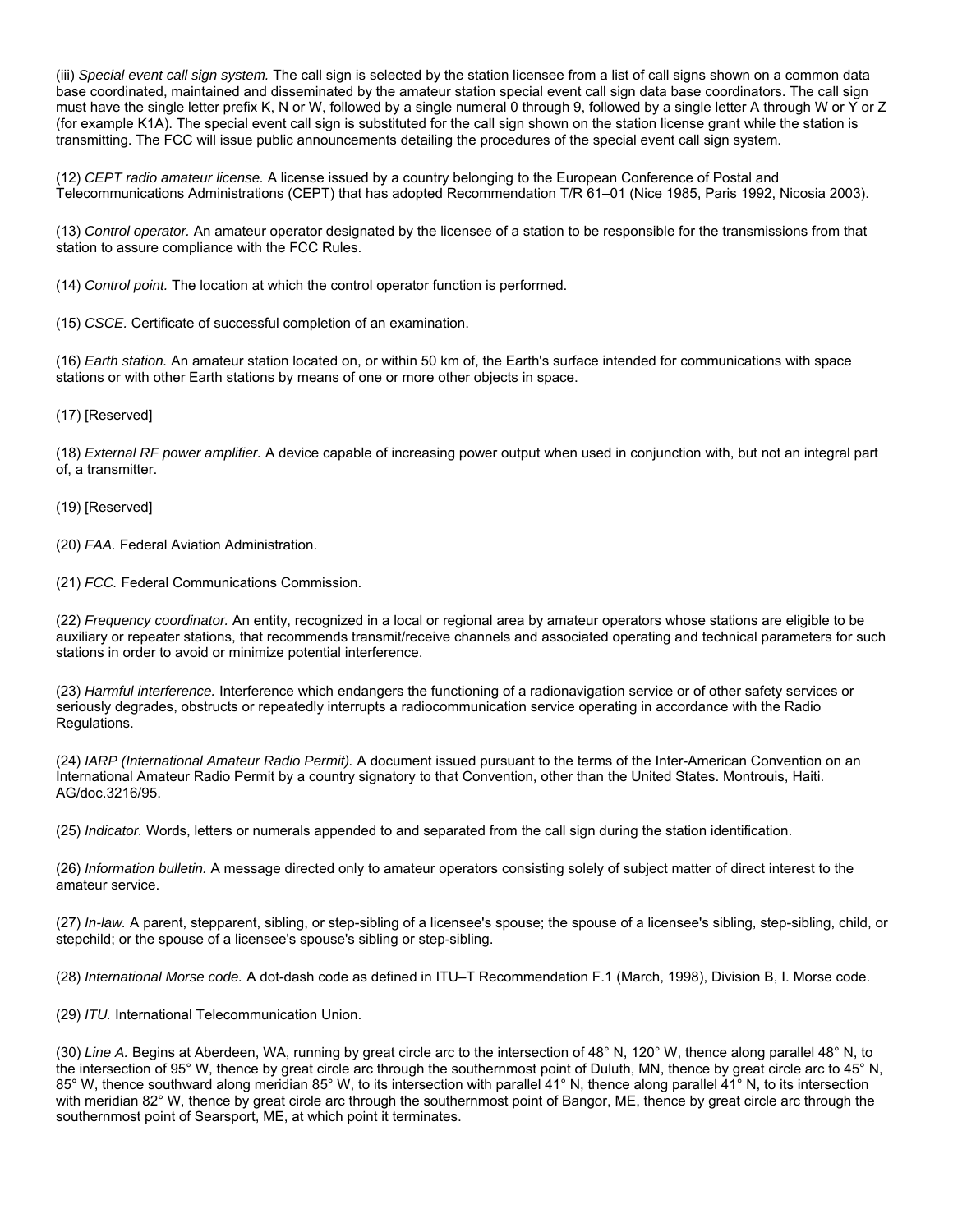(iii) *Special event call sign system.* The call sign is selected by the station licensee from a list of call signs shown on a common data base coordinated, maintained and disseminated by the amateur station special event call sign data base coordinators. The call sign must have the single letter prefix K, N or W, followed by a single numeral 0 through 9, followed by a single letter A through W or Y or Z (for example K1A). The special event call sign is substituted for the call sign shown on the station license grant while the station is transmitting. The FCC will issue public announcements detailing the procedures of the special event call sign system.

(12) *CEPT radio amateur license.* A license issued by a country belonging to the European Conference of Postal and Telecommunications Administrations (CEPT) that has adopted Recommendation T/R 61–01 (Nice 1985, Paris 1992, Nicosia 2003).

(13) *Control operator.* An amateur operator designated by the licensee of a station to be responsible for the transmissions from that station to assure compliance with the FCC Rules.

(14) *Control point.* The location at which the control operator function is performed.

(15) *CSCE.* Certificate of successful completion of an examination.

(16) *Earth station.* An amateur station located on, or within 50 km of, the Earth's surface intended for communications with space stations or with other Earth stations by means of one or more other objects in space.

(17) [Reserved]

(18) *External RF power amplifier.* A device capable of increasing power output when used in conjunction with, but not an integral part of, a transmitter.

(19) [Reserved]

(20) *FAA.* Federal Aviation Administration.

(21) *FCC.* Federal Communications Commission.

(22) *Frequency coordinator.* An entity, recognized in a local or regional area by amateur operators whose stations are eligible to be auxiliary or repeater stations, that recommends transmit/receive channels and associated operating and technical parameters for such stations in order to avoid or minimize potential interference.

(23) *Harmful interference.* Interference which endangers the functioning of a radionavigation service or of other safety services or seriously degrades, obstructs or repeatedly interrupts a radiocommunication service operating in accordance with the Radio Regulations.

(24) *IARP (International Amateur Radio Permit).* A document issued pursuant to the terms of the Inter-American Convention on an International Amateur Radio Permit by a country signatory to that Convention, other than the United States. Montrouis, Haiti. AG/doc.3216/95.

(25) *Indicator.* Words, letters or numerals appended to and separated from the call sign during the station identification.

(26) *Information bulletin.* A message directed only to amateur operators consisting solely of subject matter of direct interest to the amateur service.

(27) *In-law.* A parent, stepparent, sibling, or step-sibling of a licensee's spouse; the spouse of a licensee's sibling, step-sibling, child, or stepchild; or the spouse of a licensee's spouse's sibling or step-sibling.

(28) *International Morse code.* A dot-dash code as defined in ITU–T Recommendation F.1 (March, 1998), Division B, I. Morse code.

(29) *ITU.* International Telecommunication Union.

(30) *Line A.* Begins at Aberdeen, WA, running by great circle arc to the intersection of 48° N, 120° W, thence along parallel 48° N, to the intersection of 95° W, thence by great circle arc through the southernmost point of Duluth, MN, thence by great circle arc to 45° N, 85° W, thence southward along meridian 85° W, to its intersection with parallel 41° N, thence along parallel 41° N, to its intersection with meridian 82° W, thence by great circle arc through the southernmost point of Bangor, ME, thence by great circle arc through the southernmost point of Searsport, ME, at which point it terminates.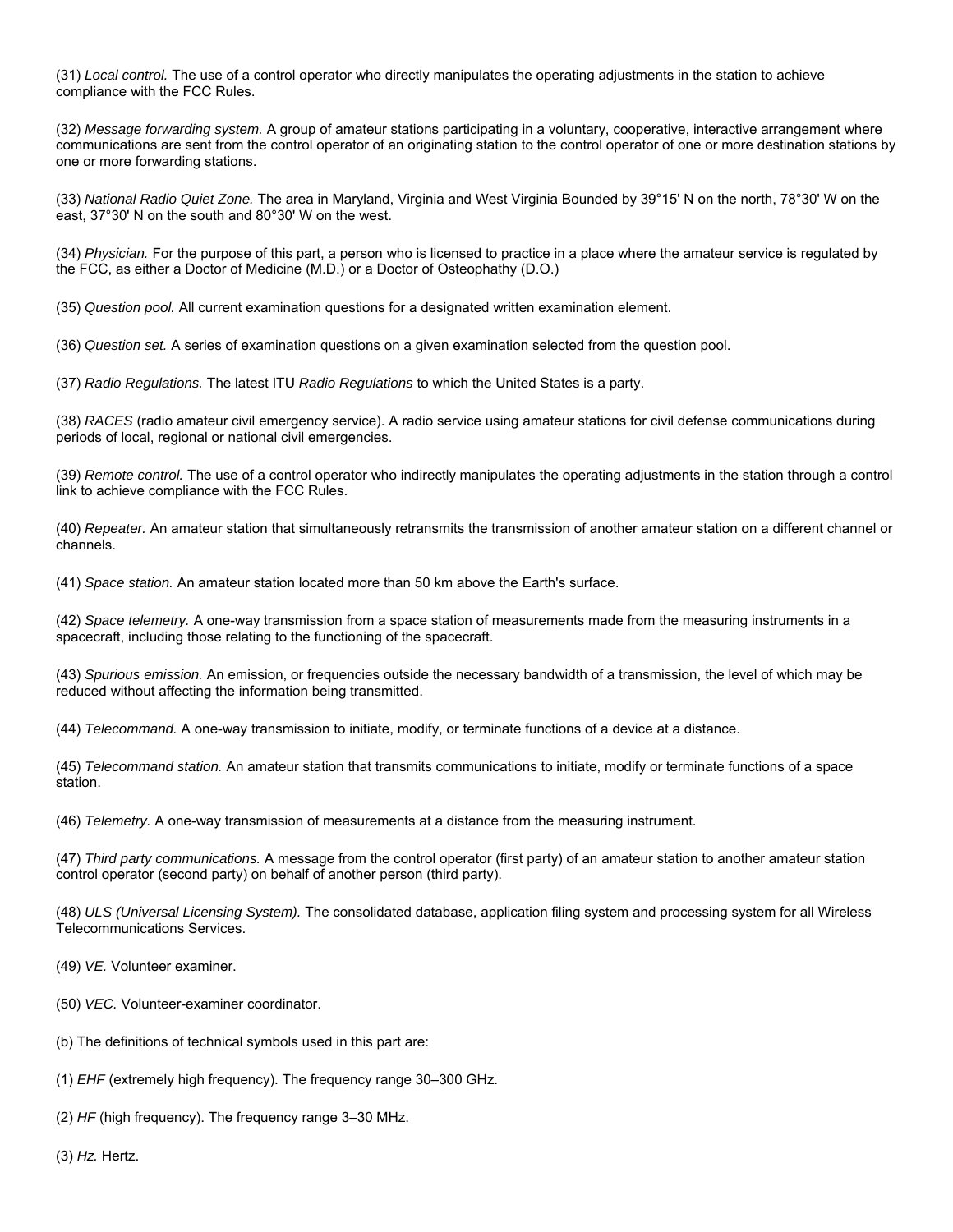(31) *Local control.* The use of a control operator who directly manipulates the operating adjustments in the station to achieve compliance with the FCC Rules.

(32) *Message forwarding system.* A group of amateur stations participating in a voluntary, cooperative, interactive arrangement where communications are sent from the control operator of an originating station to the control operator of one or more destination stations by one or more forwarding stations.

(33) *National Radio Quiet Zone.* The area in Maryland, Virginia and West Virginia Bounded by 39°15' N on the north, 78°30' W on the east, 37°30' N on the south and 80°30' W on the west.

(34) *Physician.* For the purpose of this part, a person who is licensed to practice in a place where the amateur service is regulated by the FCC, as either a Doctor of Medicine (M.D.) or a Doctor of Osteophathy (D.O.)

(35) *Question pool.* All current examination questions for a designated written examination element.

(36) *Question set.* A series of examination questions on a given examination selected from the question pool.

(37) *Radio Regulations.* The latest ITU *Radio Regulations* to which the United States is a party.

(38) *RACES* (radio amateur civil emergency service). A radio service using amateur stations for civil defense communications during periods of local, regional or national civil emergencies.

(39) *Remote control.* The use of a control operator who indirectly manipulates the operating adjustments in the station through a control link to achieve compliance with the FCC Rules.

(40) *Repeater.* An amateur station that simultaneously retransmits the transmission of another amateur station on a different channel or channels.

(41) *Space station.* An amateur station located more than 50 km above the Earth's surface.

(42) *Space telemetry.* A one-way transmission from a space station of measurements made from the measuring instruments in a spacecraft, including those relating to the functioning of the spacecraft.

(43) *Spurious emission.* An emission, or frequencies outside the necessary bandwidth of a transmission, the level of which may be reduced without affecting the information being transmitted.

(44) *Telecommand.* A one-way transmission to initiate, modify, or terminate functions of a device at a distance.

(45) *Telecommand station.* An amateur station that transmits communications to initiate, modify or terminate functions of a space station.

(46) *Telemetry.* A one-way transmission of measurements at a distance from the measuring instrument.

(47) *Third party communications.* A message from the control operator (first party) of an amateur station to another amateur station control operator (second party) on behalf of another person (third party).

(48) *ULS (Universal Licensing System).* The consolidated database, application filing system and processing system for all Wireless Telecommunications Services.

(49) *VE.* Volunteer examiner.

(50) *VEC.* Volunteer-examiner coordinator.

(b) The definitions of technical symbols used in this part are:

(1) *EHF* (extremely high frequency). The frequency range 30–300 GHz.

(2) *HF* (high frequency). The frequency range 3–30 MHz.

(3) *Hz.* Hertz.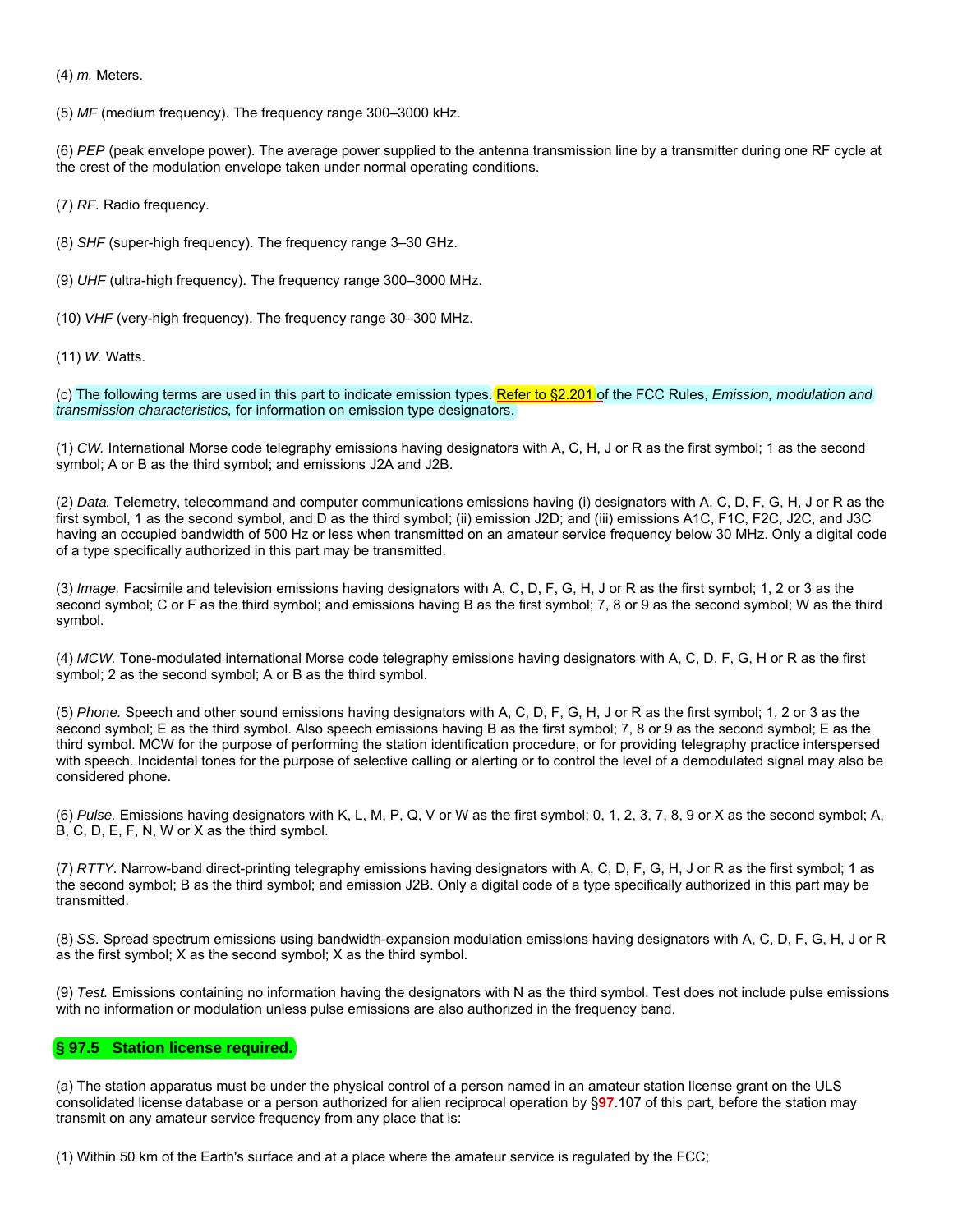(4) *m.* Meters.

(5) *MF* (medium frequency). The frequency range 300–3000 kHz.

(6) *PEP* (peak envelope power). The average power supplied to the antenna transmission line by a transmitter during one RF cycle at the crest of the modulation envelope taken under normal operating conditions.

(7) *RF.* Radio frequency.

(8) *SHF* (super-high frequency). The frequency range 3–30 GHz.

(9) *UHF* (ultra-high frequency). The frequency range 300–3000 MHz.

(10) *VHF* (very-high frequency). The frequency range 30–300 MHz.

(11) *W.* Watts.

(c) The following terms are used in this part to indicate emission types. Refer to §2.201 of the FCC Rules, *Emission, modulation and transmission characteristics,* for information on emission type designators.

(1) *CW.* International Morse code telegraphy emissions having designators with A, C, H, J or R as the first symbol; 1 as the second symbol; A or B as the third symbol; and emissions J2A and J2B.

(2) *Data.* Telemetry, telecommand and computer communications emissions having (i) designators with A, C, D, F, G, H, J or R as the first symbol, 1 as the second symbol, and D as the third symbol; (ii) emission J2D; and (iii) emissions A1C, F1C, F2C, J2C, and J3C having an occupied bandwidth of 500 Hz or less when transmitted on an amateur service frequency below 30 MHz. Only a digital code of a type specifically authorized in this part may be transmitted.

(3) *Image.* Facsimile and television emissions having designators with A, C, D, F, G, H, J or R as the first symbol; 1, 2 or 3 as the second symbol; C or F as the third symbol; and emissions having B as the first symbol; 7, 8 or 9 as the second symbol; W as the third symbol.

(4) *MCW.* Tone-modulated international Morse code telegraphy emissions having designators with A, C, D, F, G, H or R as the first symbol; 2 as the second symbol; A or B as the third symbol.

(5) *Phone.* Speech and other sound emissions having designators with A, C, D, F, G, H, J or R as the first symbol; 1, 2 or 3 as the second symbol; E as the third symbol. Also speech emissions having B as the first symbol; 7, 8 or 9 as the second symbol; E as the third symbol. MCW for the purpose of performing the station identification procedure, or for providing telegraphy practice interspersed with speech. Incidental tones for the purpose of selective calling or alerting or to control the level of a demodulated signal may also be considered phone.

(6) *Pulse.* Emissions having designators with K, L, M, P, Q, V or W as the first symbol; 0, 1, 2, 3, 7, 8, 9 or X as the second symbol; A, B, C, D, E, F, N, W or X as the third symbol.

(7) *RTTY.* Narrow-band direct-printing telegraphy emissions having designators with A, C, D, F, G, H, J or R as the first symbol; 1 as the second symbol; B as the third symbol; and emission J2B. Only a digital code of a type specifically authorized in this part may be transmitted.

(8) *SS.* Spread spectrum emissions using bandwidth-expansion modulation emissions having designators with A, C, D, F, G, H, J or R as the first symbol; X as the second symbol; X as the third symbol.

(9) *Test.* Emissions containing no information having the designators with N as the third symbol. Test does not include pulse emissions with no information or modulation unless pulse emissions are also authorized in the frequency band.

### § 97.5 Station license required.

(a) The station apparatus must be under the physical control of a person named in an amateur station license grant on the ULS consolidated license database or a person authorized for alien reciprocal operation by §97.107 of this part, before the station may transmit on any amateur service frequency from any place that is:

(1) Within 50 km of the Earth's surface and at a place where the amateur service is regulated by the FCC;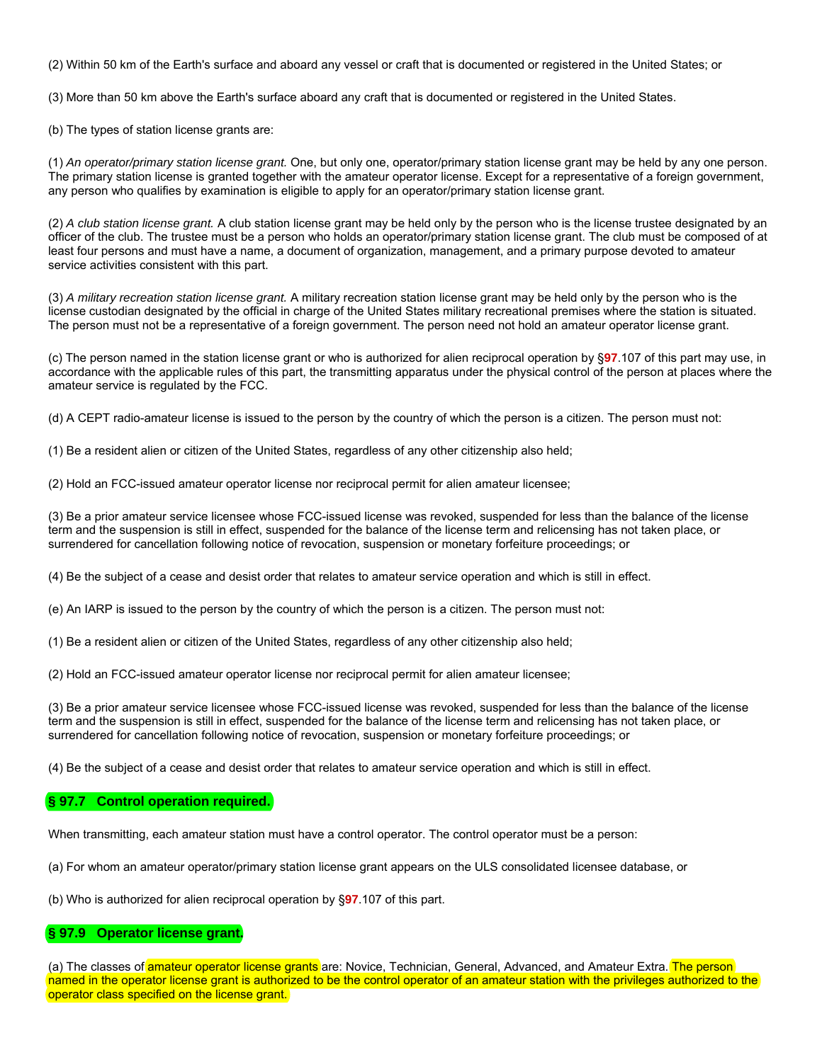(2) Within 50 km of the Earth's surface and aboard any vessel or craft that is documented or registered in the United States; or

(3) More than 50 km above the Earth's surface aboard any craft that is documented or registered in the United States.

(b) The types of station license grants are:

(1) *An operator/primary station license grant.* One, but only one, operator/primary station license grant may be held by any one person. The primary station license is granted together with the amateur operator license. Except for a representative of a foreign government, any person who qualifies by examination is eligible to apply for an operator/primary station license grant.

(2) *A club station license grant.* A club station license grant may be held only by the person who is the license trustee designated by an officer of the club. The trustee must be a person who holds an operator/primary station license grant. The club must be composed of at least four persons and must have a name, a document of organization, management, and a primary purpose devoted to amateur service activities consistent with this part.

(3) *A military recreation station license grant.* A military recreation station license grant may be held only by the person who is the license custodian designated by the official in charge of the United States military recreational premises where the station is situated. The person must not be a representative of a foreign government. The person need not hold an amateur operator license grant.

(c) The person named in the station license grant or who is authorized for alien reciprocal operation by §97.107 of this part may use, in accordance with the applicable rules of this part, the transmitting apparatus under the physical control of the person at places where the amateur service is regulated by the FCC.

(d) A CEPT radio-amateur license is issued to the person by the country of which the person is a citizen. The person must not:

(1) Be a resident alien or citizen of the United States, regardless of any other citizenship also held;

(2) Hold an FCC-issued amateur operator license nor reciprocal permit for alien amateur licensee;

(3) Be a prior amateur service licensee whose FCC-issued license was revoked, suspended for less than the balance of the license term and the suspension is still in effect, suspended for the balance of the license term and relicensing has not taken place, or surrendered for cancellation following notice of revocation, suspension or monetary forfeiture proceedings; or

(4) Be the subject of a cease and desist order that relates to amateur service operation and which is still in effect.

(e) An IARP is issued to the person by the country of which the person is a citizen. The person must not:

(1) Be a resident alien or citizen of the United States, regardless of any other citizenship also held;

(2) Hold an FCC-issued amateur operator license nor reciprocal permit for alien amateur licensee;

(3) Be a prior amateur service licensee whose FCC-issued license was revoked, suspended for less than the balance of the license term and the suspension is still in effect, suspended for the balance of the license term and relicensing has not taken place, or surrendered for cancellation following notice of revocation, suspension or monetary forfeiture proceedings; or

(4) Be the subject of a cease and desist order that relates to amateur service operation and which is still in effect.

### § 97.7 Control operation required.

When transmitting, each amateur station must have a control operator. The control operator must be a person:

(a) For whom an amateur operator/primary station license grant appears on the ULS consolidated licensee database, or

(b) Who is authorized for alien reciprocal operation by §97.107 of this part.

### § 97.9 Operator license grant.

(a) The classes of amateur operator license grants are: Novice, Technician, General, Advanced, and Amateur Extra. The person named in the operator license grant is authorized to be the control operator of an amateur station with the privileges authorized to the operator class specified on the license grant.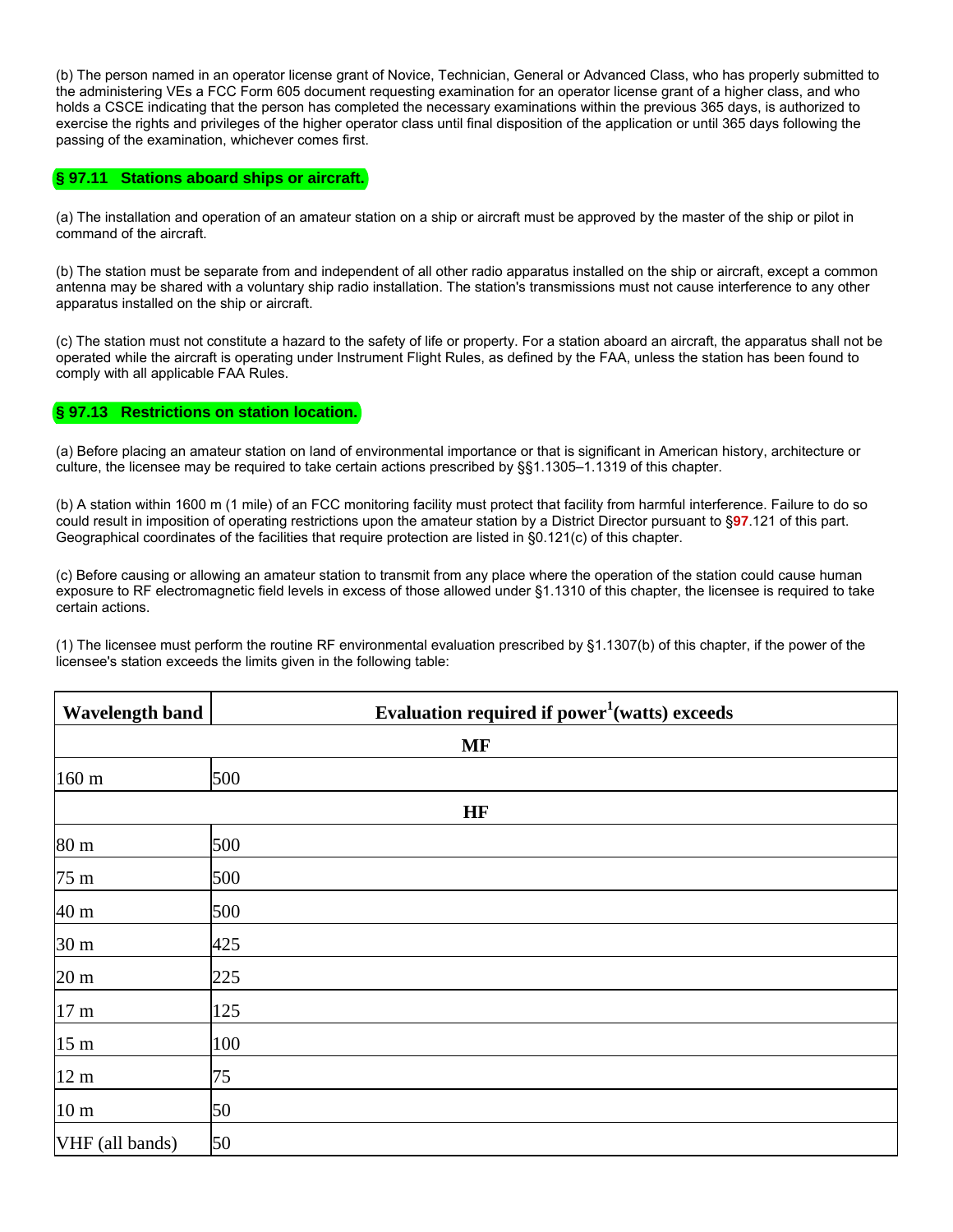(b) The person named in an operator license grant of Novice, Technician, General or Advanced Class, who has properly submitted to the administering VEs a FCC Form 605 document requesting examination for an operator license grant of a higher class, and who holds a CSCE indicating that the person has completed the necessary examinations within the previous 365 days, is authorized to exercise the rights and privileges of the higher operator class until final disposition of the application or until 365 days following the passing of the examination, whichever comes first.

## § 97.11 Stations aboard ships or aircraft.

(a) The installation and operation of an amateur station on a ship or aircraft must be approved by the master of the ship or pilot in command of the aircraft.

(b) The station must be separate from and independent of all other radio apparatus installed on the ship or aircraft, except a common antenna may be shared with a voluntary ship radio installation. The station's transmissions must not cause interference to any other apparatus installed on the ship or aircraft.

(c) The station must not constitute a hazard to the safety of life or property. For a station aboard an aircraft, the apparatus shall not be operated while the aircraft is operating under Instrument Flight Rules, as defined by the FAA, unless the station has been found to comply with all applicable FAA Rules.

## § 97.13 Restrictions on station location.

(a) Before placing an amateur station on land of environmental importance or that is significant in American history, architecture or culture, the licensee may be required to take certain actions prescribed by §§1.1305–1.1319 of this chapter.

(b) A station within 1600 m (1 mile) of an FCC monitoring facility must protect that facility from harmful interference. Failure to do so could result in imposition of operating restrictions upon the amateur station by a District Director pursuant to §97.121 of this part. Geographical coordinates of the facilities that require protection are listed in §0.121(c) of this chapter.

(c) Before causing or allowing an amateur station to transmit from any place where the operation of the station could cause human exposure to RF electromagnetic field levels in excess of those allowed under §1.1310 of this chapter, the licensee is required to take certain actions.

(1) The licensee must perform the routine RF environmental evaluation prescribed by §1.1307(b) of this chapter, if the power of the licensee's station exceeds the limits given in the following table:

| Wavelength band | Evaluation required if power[1] (watts) exceeds |
|---|---|
| **MF** | |
| 160 m | 500 |
| **HF** | |
| 80 m | 500 |
| 75 m | 500 |
| 40 m | 500 |
| 30 m | 425 |
| 20 m | 225 |
| 17 m | 125 |
| 15 m | 100 |
| 12 m | 75 |
| 10 m | 50 |
| VHF (all bands) | 50 |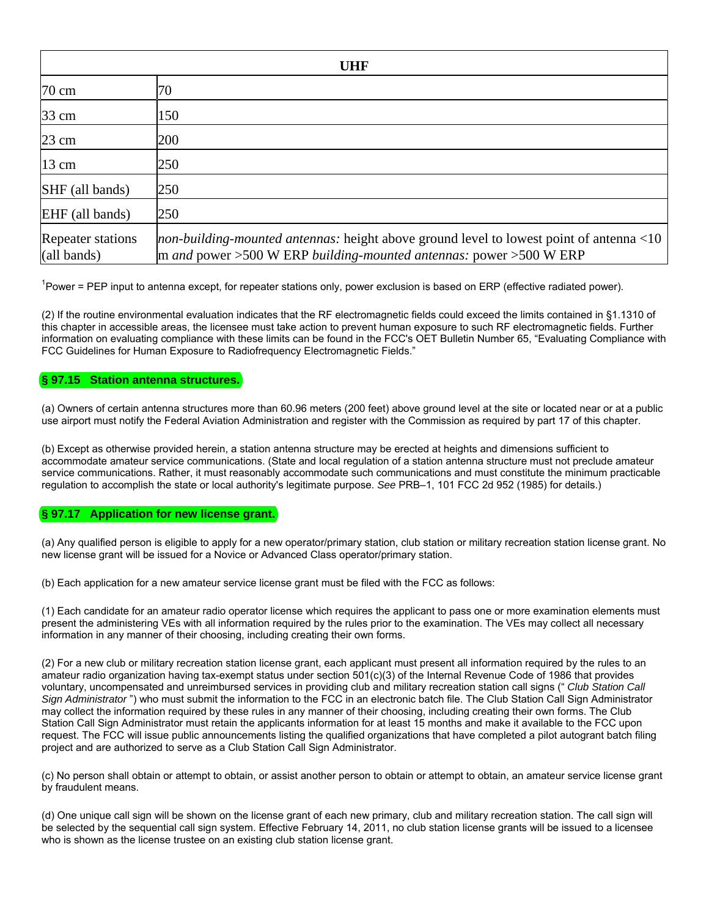| UHF | |
|---|---|
| 70 cm | 70 |
| 33 cm | 150 |
| 23 cm | 200 |
| 13 cm | 250 |
| SHF (all bands) | 250 |
| EHF (all bands) | 250 |
| Repeater stations (all bands) | *non-building-mounted antennas:* height above ground level to lowest point of antenna <10 m *and* power >500 W ERP *building-mounted antennas:* power >500 W ERP |

[1]Power = PEP input to antenna except, for repeater stations only, power exclusion is based on ERP (effective radiated power).

(2) If the routine environmental evaluation indicates that the RF electromagnetic fields could exceed the limits contained in §1.1310 of this chapter in accessible areas, the licensee must take action to prevent human exposure to such RF electromagnetic fields. Further information on evaluating compliance with these limits can be found in the FCC's OET Bulletin Number 65, "Evaluating Compliance with FCC Guidelines for Human Exposure to Radiofrequency Electromagnetic Fields."

## § 97.15 Station antenna structures.

(a) Owners of certain antenna structures more than 60.96 meters (200 feet) above ground level at the site or located near or at a public use airport must notify the Federal Aviation Administration and register with the Commission as required by part 17 of this chapter.

(b) Except as otherwise provided herein, a station antenna structure may be erected at heights and dimensions sufficient to accommodate amateur service communications. (State and local regulation of a station antenna structure must not preclude amateur service communications. Rather, it must reasonably accommodate such communications and must constitute the minimum practicable regulation to accomplish the state or local authority's legitimate purpose. *See* PRB–1, 101 FCC 2d 952 (1985) for details.)

## § 97.17 Application for new license grant.

(a) Any qualified person is eligible to apply for a new operator/primary station, club station or military recreation station license grant. No new license grant will be issued for a Novice or Advanced Class operator/primary station.

(b) Each application for a new amateur service license grant must be filed with the FCC as follows:

(1) Each candidate for an amateur radio operator license which requires the applicant to pass one or more examination elements must present the administering VEs with all information required by the rules prior to the examination. The VEs may collect all necessary information in any manner of their choosing, including creating their own forms.

(2) For a new club or military recreation station license grant, each applicant must present all information required by the rules to an amateur radio organization having tax-exempt status under section 501(c)(3) of the Internal Revenue Code of 1986 that provides voluntary, uncompensated and unreimbursed services in providing club and military recreation station call signs (" *Club Station Call Sign Administrator* ") who must submit the information to the FCC in an electronic batch file. The Club Station Call Sign Administrator may collect the information required by these rules in any manner of their choosing, including creating their own forms. The Club Station Call Sign Administrator must retain the applicants information for at least 15 months and make it available to the FCC upon request. The FCC will issue public announcements listing the qualified organizations that have completed a pilot autogrant batch filing project and are authorized to serve as a Club Station Call Sign Administrator.

(c) No person shall obtain or attempt to obtain, or assist another person to obtain or attempt to obtain, an amateur service license grant by fraudulent means.

(d) One unique call sign will be shown on the license grant of each new primary, club and military recreation station. The call sign will be selected by the sequential call sign system. Effective February 14, 2011, no club station license grants will be issued to a licensee who is shown as the license trustee on an existing club station license grant.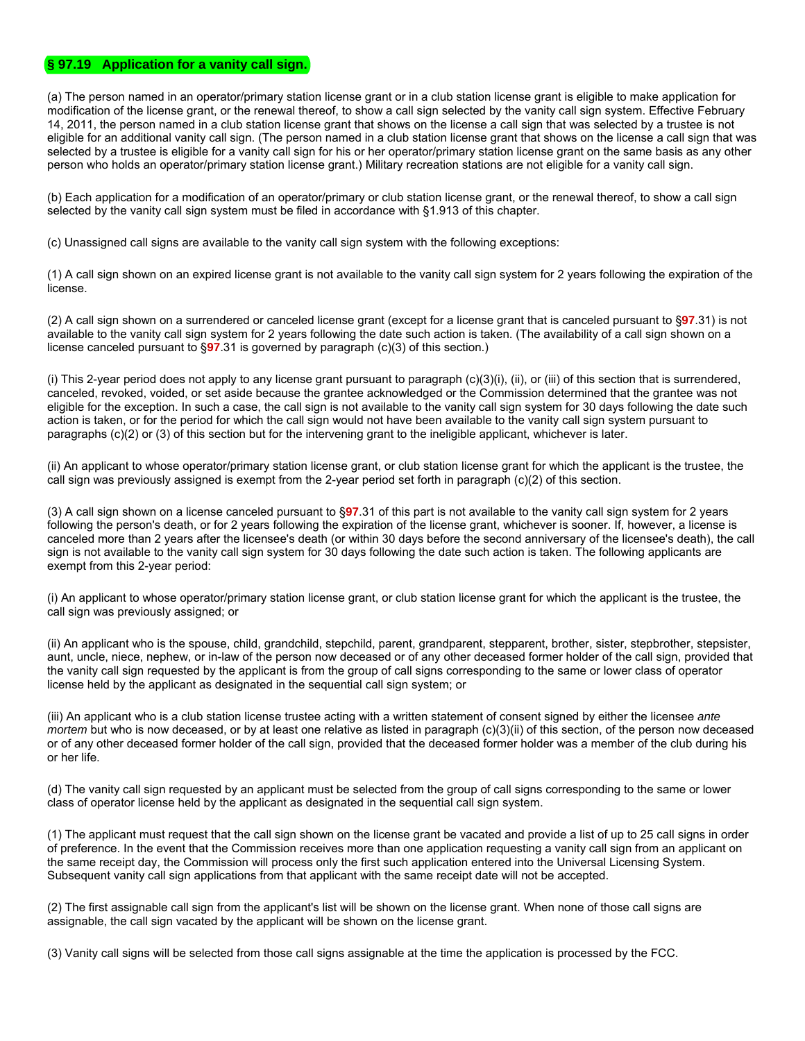## § 97.19 Application for a vanity call sign.

(a) The person named in an operator/primary station license grant or in a club station license grant is eligible to make application for modification of the license grant, or the renewal thereof, to show a call sign selected by the vanity call sign system. Effective February 14, 2011, the person named in a club station license grant that shows on the license a call sign that was selected by a trustee is not eligible for an additional vanity call sign. (The person named in a club station license grant that shows on the license a call sign that was selected by a trustee is eligible for a vanity call sign for his or her operator/primary station license grant on the same basis as any other person who holds an operator/primary station license grant.) Military recreation stations are not eligible for a vanity call sign.

(b) Each application for a modification of an operator/primary or club station license grant, or the renewal thereof, to show a call sign selected by the vanity call sign system must be filed in accordance with §1.913 of this chapter.

(c) Unassigned call signs are available to the vanity call sign system with the following exceptions:

(1) A call sign shown on an expired license grant is not available to the vanity call sign system for 2 years following the expiration of the license.

(2) A call sign shown on a surrendered or canceled license grant (except for a license grant that is canceled pursuant to §97.31) is not available to the vanity call sign system for 2 years following the date such action is taken. (The availability of a call sign shown on a license canceled pursuant to §97.31 is governed by paragraph (c)(3) of this section.)

(i) This 2-year period does not apply to any license grant pursuant to paragraph (c)(3)(i), (ii), or (iii) of this section that is surrendered, canceled, revoked, voided, or set aside because the grantee acknowledged or the Commission determined that the grantee was not eligible for the exception. In such a case, the call sign is not available to the vanity call sign system for 30 days following the date such action is taken, or for the period for which the call sign would not have been available to the vanity call sign system pursuant to paragraphs (c)(2) or (3) of this section but for the intervening grant to the ineligible applicant, whichever is later.

(ii) An applicant to whose operator/primary station license grant, or club station license grant for which the applicant is the trustee, the call sign was previously assigned is exempt from the 2-year period set forth in paragraph (c)(2) of this section.

(3) A call sign shown on a license canceled pursuant to §97.31 of this part is not available to the vanity call sign system for 2 years following the person's death, or for 2 years following the expiration of the license grant, whichever is sooner. If, however, a license is canceled more than 2 years after the licensee's death (or within 30 days before the second anniversary of the licensee's death), the call sign is not available to the vanity call sign system for 30 days following the date such action is taken. The following applicants are exempt from this 2-year period:

(i) An applicant to whose operator/primary station license grant, or club station license grant for which the applicant is the trustee, the call sign was previously assigned; or

(ii) An applicant who is the spouse, child, grandchild, stepchild, parent, grandparent, stepparent, brother, sister, stepbrother, stepsister, aunt, uncle, niece, nephew, or in-law of the person now deceased or of any other deceased former holder of the call sign, provided that the vanity call sign requested by the applicant is from the group of call signs corresponding to the same or lower class of operator license held by the applicant as designated in the sequential call sign system; or

(iii) An applicant who is a club station license trustee acting with a written statement of consent signed by either the licensee *ante mortem* but who is now deceased, or by at least one relative as listed in paragraph (c)(3)(ii) of this section, of the person now deceased or of any other deceased former holder of the call sign, provided that the deceased former holder was a member of the club during his or her life.

(d) The vanity call sign requested by an applicant must be selected from the group of call signs corresponding to the same or lower class of operator license held by the applicant as designated in the sequential call sign system.

(1) The applicant must request that the call sign shown on the license grant be vacated and provide a list of up to 25 call signs in order of preference. In the event that the Commission receives more than one application requesting a vanity call sign from an applicant on the same receipt day, the Commission will process only the first such application entered into the Universal Licensing System. Subsequent vanity call sign applications from that applicant with the same receipt date will not be accepted.

(2) The first assignable call sign from the applicant's list will be shown on the license grant. When none of those call signs are assignable, the call sign vacated by the applicant will be shown on the license grant.

(3) Vanity call signs will be selected from those call signs assignable at the time the application is processed by the FCC.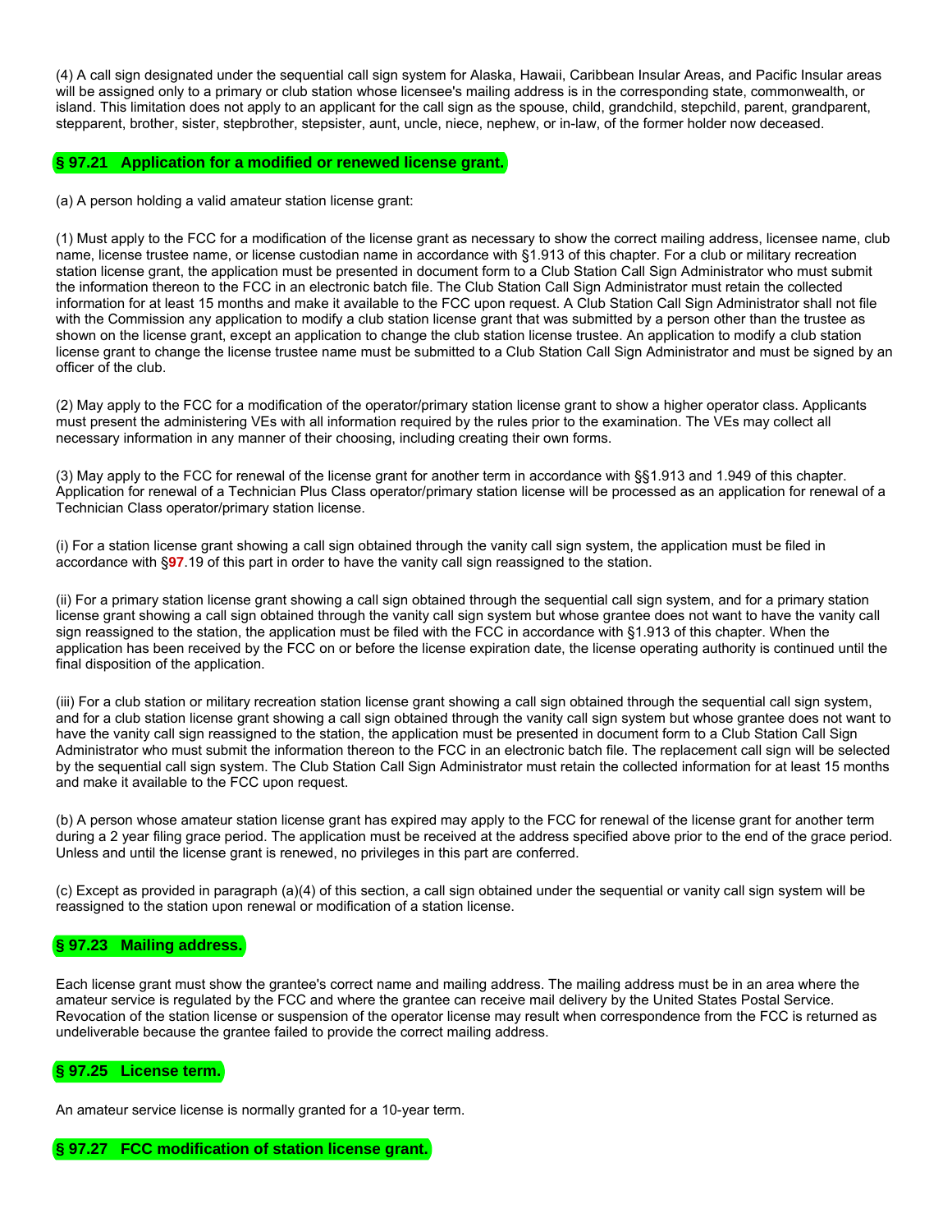(4) A call sign designated under the sequential call sign system for Alaska, Hawaii, Caribbean Insular Areas, and Pacific Insular areas will be assigned only to a primary or club station whose licensee's mailing address is in the corresponding state, commonwealth, or island. This limitation does not apply to an applicant for the call sign as the spouse, child, grandchild, stepchild, parent, grandparent, stepparent, brother, sister, stepbrother, stepsister, aunt, uncle, niece, nephew, or in-law, of the former holder now deceased.

### § 97.21 Application for a modified or renewed license grant.

(a) A person holding a valid amateur station license grant:

(1) Must apply to the FCC for a modification of the license grant as necessary to show the correct mailing address, licensee name, club name, license trustee name, or license custodian name in accordance with §1.913 of this chapter. For a club or military recreation station license grant, the application must be presented in document form to a Club Station Call Sign Administrator who must submit the information thereon to the FCC in an electronic batch file. The Club Station Call Sign Administrator must retain the collected information for at least 15 months and make it available to the FCC upon request. A Club Station Call Sign Administrator shall not file with the Commission any application to modify a club station license grant that was submitted by a person other than the trustee as shown on the license grant, except an application to change the club station license trustee. An application to modify a club station license grant to change the license trustee name must be submitted to a Club Station Call Sign Administrator and must be signed by an officer of the club.

(2) May apply to the FCC for a modification of the operator/primary station license grant to show a higher operator class. Applicants must present the administering VEs with all information required by the rules prior to the examination. The VEs may collect all necessary information in any manner of their choosing, including creating their own forms.

(3) May apply to the FCC for renewal of the license grant for another term in accordance with §§1.913 and 1.949 of this chapter. Application for renewal of a Technician Plus Class operator/primary station license will be processed as an application for renewal of a Technician Class operator/primary station license.

(i) For a station license grant showing a call sign obtained through the vanity call sign system, the application must be filed in accordance with §**97**.19 of this part in order to have the vanity call sign reassigned to the station.

(ii) For a primary station license grant showing a call sign obtained through the sequential call sign system, and for a primary station license grant showing a call sign obtained through the vanity call sign system but whose grantee does not want to have the vanity call sign reassigned to the station, the application must be filed with the FCC in accordance with §1.913 of this chapter. When the application has been received by the FCC on or before the license expiration date, the license operating authority is continued until the final disposition of the application.

(iii) For a club station or military recreation station license grant showing a call sign obtained through the sequential call sign system, and for a club station license grant showing a call sign obtained through the vanity call sign system but whose grantee does not want to have the vanity call sign reassigned to the station, the application must be presented in document form to a Club Station Call Sign Administrator who must submit the information thereon to the FCC in an electronic batch file. The replacement call sign will be selected by the sequential call sign system. The Club Station Call Sign Administrator must retain the collected information for at least 15 months and make it available to the FCC upon request.

(b) A person whose amateur station license grant has expired may apply to the FCC for renewal of the license grant for another term during a 2 year filing grace period. The application must be received at the address specified above prior to the end of the grace period. Unless and until the license grant is renewed, no privileges in this part are conferred.

(c) Except as provided in paragraph (a)(4) of this section, a call sign obtained under the sequential or vanity call sign system will be reassigned to the station upon renewal or modification of a station license.

### § 97.23 Mailing address.

Each license grant must show the grantee's correct name and mailing address. The mailing address must be in an area where the amateur service is regulated by the FCC and where the grantee can receive mail delivery by the United States Postal Service. Revocation of the station license or suspension of the operator license may result when correspondence from the FCC is returned as undeliverable because the grantee failed to provide the correct mailing address.

### § 97.25 License term.

An amateur service license is normally granted for a 10-year term.

### § 97.27 FCC modification of station license grant.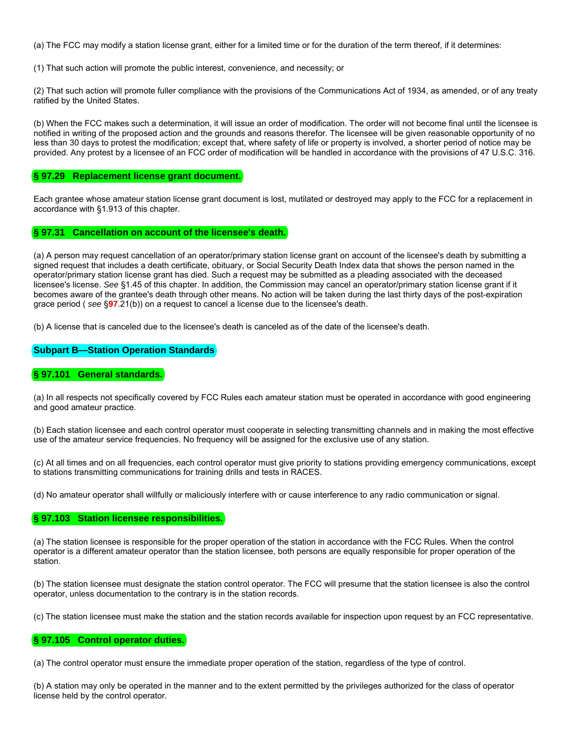(a) The FCC may modify a station license grant, either for a limited time or for the duration of the term thereof, if it determines:

(1) That such action will promote the public interest, convenience, and necessity; or

(2) That such action will promote fuller compliance with the provisions of the Communications Act of 1934, as amended, or of any treaty ratified by the United States.

(b) When the FCC makes such a determination, it will issue an order of modification. The order will not become final until the licensee is notified in writing of the proposed action and the grounds and reasons therefor. The licensee will be given reasonable opportunity of no less than 30 days to protest the modification; except that, where safety of life or property is involved, a shorter period of notice may be provided. Any protest by a licensee of an FCC order of modification will be handled in accordance with the provisions of 47 U.S.C. 316.

### § 97.29 Replacement license grant document.

Each grantee whose amateur station license grant document is lost, mutilated or destroyed may apply to the FCC for a replacement in accordance with §1.913 of this chapter.

### § 97.31 Cancellation on account of the licensee's death.

(a) A person may request cancellation of an operator/primary station license grant on account of the licensee's death by submitting a signed request that includes a death certificate, obituary, or Social Security Death Index data that shows the person named in the operator/primary station license grant has died. Such a request may be submitted as a pleading associated with the deceased licensee's license. *See* §1.45 of this chapter. In addition, the Commission may cancel an operator/primary station license grant if it becomes aware of the grantee's death through other means. No action will be taken during the last thirty days of the post-expiration grace period ( *see* §97.21(b)) on a request to cancel a license due to the licensee's death.

(b) A license that is canceled due to the licensee's death is canceled as of the date of the licensee's death.

## Subpart B—Station Operation Standards

### § 97.101 General standards.

(a) In all respects not specifically covered by FCC Rules each amateur station must be operated in accordance with good engineering and good amateur practice.

(b) Each station licensee and each control operator must cooperate in selecting transmitting channels and in making the most effective use of the amateur service frequencies. No frequency will be assigned for the exclusive use of any station.

(c) At all times and on all frequencies, each control operator must give priority to stations providing emergency communications, except to stations transmitting communications for training drills and tests in RACES.

(d) No amateur operator shall willfully or maliciously interfere with or cause interference to any radio communication or signal.

### § 97.103 Station licensee responsibilities.

(a) The station licensee is responsible for the proper operation of the station in accordance with the FCC Rules. When the control operator is a different amateur operator than the station licensee, both persons are equally responsible for proper operation of the station.

(b) The station licensee must designate the station control operator. The FCC will presume that the station licensee is also the control operator, unless documentation to the contrary is in the station records.

(c) The station licensee must make the station and the station records available for inspection upon request by an FCC representative.

### § 97.105 Control operator duties.

(a) The control operator must ensure the immediate proper operation of the station, regardless of the type of control.

(b) A station may only be operated in the manner and to the extent permitted by the privileges authorized for the class of operator license held by the control operator.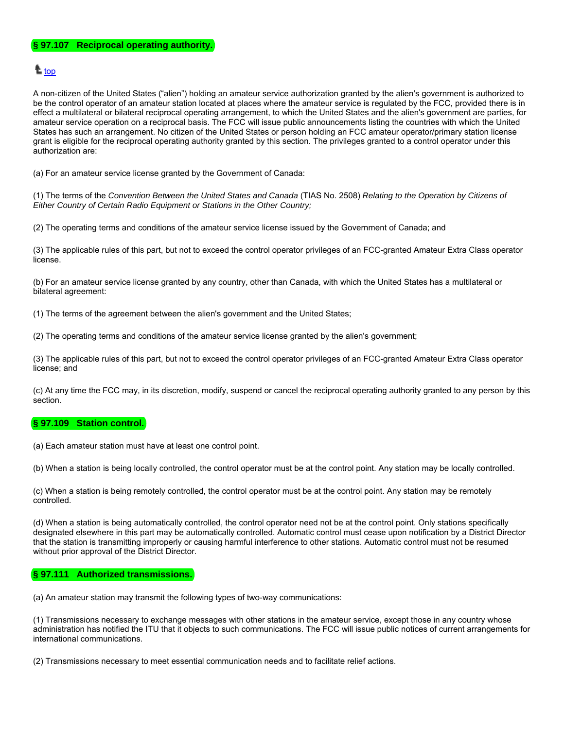## § 97.107 Reciprocal operating authority.

top

A non-citizen of the United States ("alien") holding an amateur service authorization granted by the alien's government is authorized to be the control operator of an amateur station located at places where the amateur service is regulated by the FCC, provided there is in effect a multilateral or bilateral reciprocal operating arrangement, to which the United States and the alien's government are parties, for amateur service operation on a reciprocal basis. The FCC will issue public announcements listing the countries with which the United States has such an arrangement. No citizen of the United States or person holding an FCC amateur operator/primary station license grant is eligible for the reciprocal operating authority granted by this section. The privileges granted to a control operator under this authorization are:

(a) For an amateur service license granted by the Government of Canada:

(1) The terms of the *Convention Between the United States and Canada* (TIAS No. 2508) *Relating to the Operation by Citizens of Either Country of Certain Radio Equipment or Stations in the Other Country;*

(2) The operating terms and conditions of the amateur service license issued by the Government of Canada; and

(3) The applicable rules of this part, but not to exceed the control operator privileges of an FCC-granted Amateur Extra Class operator license.

(b) For an amateur service license granted by any country, other than Canada, with which the United States has a multilateral or bilateral agreement:

(1) The terms of the agreement between the alien's government and the United States;

(2) The operating terms and conditions of the amateur service license granted by the alien's government;

(3) The applicable rules of this part, but not to exceed the control operator privileges of an FCC-granted Amateur Extra Class operator license; and

(c) At any time the FCC may, in its discretion, modify, suspend or cancel the reciprocal operating authority granted to any person by this section.

## § 97.109 Station control.

(a) Each amateur station must have at least one control point.

(b) When a station is being locally controlled, the control operator must be at the control point. Any station may be locally controlled.

(c) When a station is being remotely controlled, the control operator must be at the control point. Any station may be remotely controlled.

(d) When a station is being automatically controlled, the control operator need not be at the control point. Only stations specifically designated elsewhere in this part may be automatically controlled. Automatic control must cease upon notification by a District Director that the station is transmitting improperly or causing harmful interference to other stations. Automatic control must not be resumed without prior approval of the District Director.

## § 97.111 Authorized transmissions.

(a) An amateur station may transmit the following types of two-way communications:

(1) Transmissions necessary to exchange messages with other stations in the amateur service, except those in any country whose administration has notified the ITU that it objects to such communications. The FCC will issue public notices of current arrangements for international communications.

(2) Transmissions necessary to meet essential communication needs and to facilitate relief actions.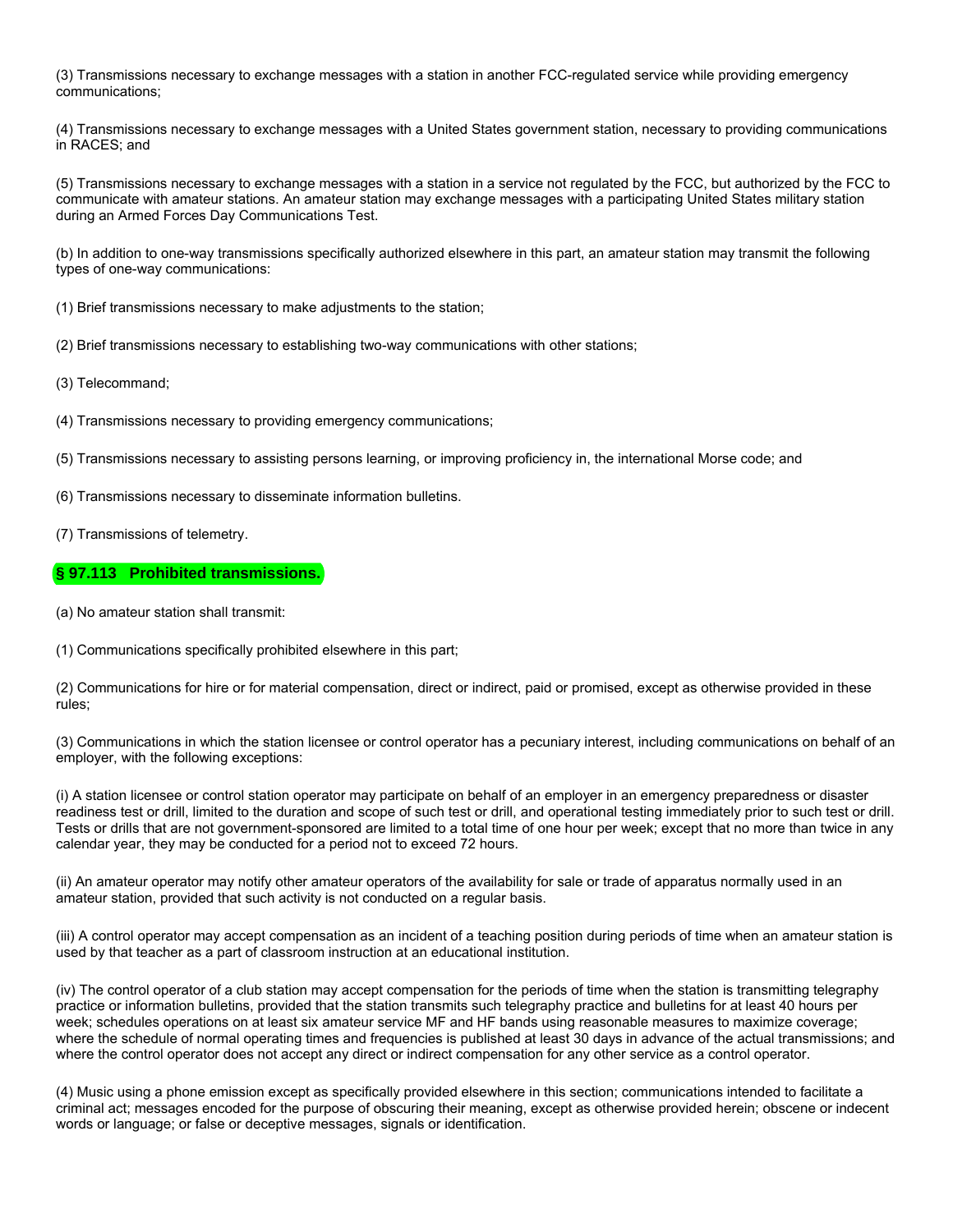(3) Transmissions necessary to exchange messages with a station in another FCC-regulated service while providing emergency communications;

(4) Transmissions necessary to exchange messages with a United States government station, necessary to providing communications in RACES; and

(5) Transmissions necessary to exchange messages with a station in a service not regulated by the FCC, but authorized by the FCC to communicate with amateur stations. An amateur station may exchange messages with a participating United States military station during an Armed Forces Day Communications Test.

(b) In addition to one-way transmissions specifically authorized elsewhere in this part, an amateur station may transmit the following types of one-way communications:

(1) Brief transmissions necessary to make adjustments to the station;

(2) Brief transmissions necessary to establishing two-way communications with other stations;

(3) Telecommand;

(4) Transmissions necessary to providing emergency communications;

(5) Transmissions necessary to assisting persons learning, or improving proficiency in, the international Morse code; and

(6) Transmissions necessary to disseminate information bulletins.

(7) Transmissions of telemetry.

## § 97.113 Prohibited transmissions.

(a) No amateur station shall transmit:

(1) Communications specifically prohibited elsewhere in this part;

(2) Communications for hire or for material compensation, direct or indirect, paid or promised, except as otherwise provided in these rules;

(3) Communications in which the station licensee or control operator has a pecuniary interest, including communications on behalf of an employer, with the following exceptions:

(i) A station licensee or control station operator may participate on behalf of an employer in an emergency preparedness or disaster readiness test or drill, limited to the duration and scope of such test or drill, and operational testing immediately prior to such test or drill. Tests or drills that are not government-sponsored are limited to a total time of one hour per week; except that no more than twice in any calendar year, they may be conducted for a period not to exceed 72 hours.

(ii) An amateur operator may notify other amateur operators of the availability for sale or trade of apparatus normally used in an amateur station, provided that such activity is not conducted on a regular basis.

(iii) A control operator may accept compensation as an incident of a teaching position during periods of time when an amateur station is used by that teacher as a part of classroom instruction at an educational institution.

(iv) The control operator of a club station may accept compensation for the periods of time when the station is transmitting telegraphy practice or information bulletins, provided that the station transmits such telegraphy practice and bulletins for at least 40 hours per week; schedules operations on at least six amateur service MF and HF bands using reasonable measures to maximize coverage; where the schedule of normal operating times and frequencies is published at least 30 days in advance of the actual transmissions; and where the control operator does not accept any direct or indirect compensation for any other service as a control operator.

(4) Music using a phone emission except as specifically provided elsewhere in this section; communications intended to facilitate a criminal act; messages encoded for the purpose of obscuring their meaning, except as otherwise provided herein; obscene or indecent words or language; or false or deceptive messages, signals or identification.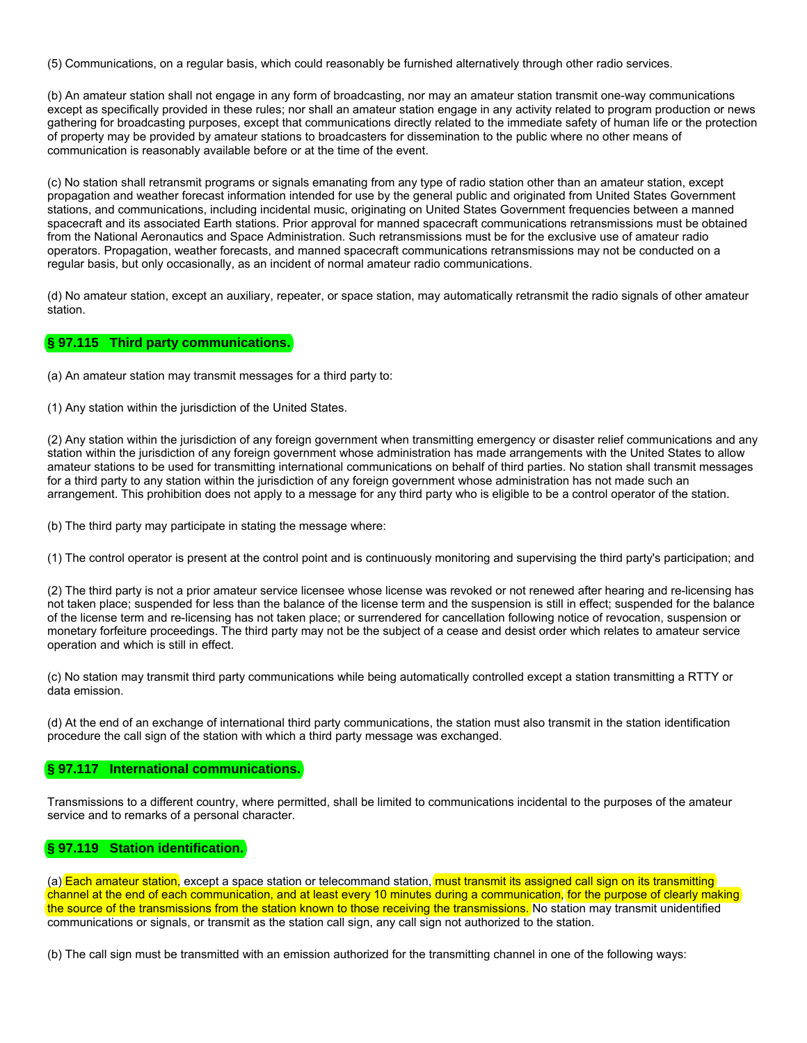(5) Communications, on a regular basis, which could reasonably be furnished alternatively through other radio services.

(b) An amateur station shall not engage in any form of broadcasting, nor may an amateur station transmit one-way communications except as specifically provided in these rules; nor shall an amateur station engage in any activity related to program production or news gathering for broadcasting purposes, except that communications directly related to the immediate safety of human life or the protection of property may be provided by amateur stations to broadcasters for dissemination to the public where no other means of communication is reasonably available before or at the time of the event.

(c) No station shall retransmit programs or signals emanating from any type of radio station other than an amateur station, except propagation and weather forecast information intended for use by the general public and originated from United States Government stations, and communications, including incidental music, originating on United States Government frequencies between a manned spacecraft and its associated Earth stations. Prior approval for manned spacecraft communications retransmissions must be obtained from the National Aeronautics and Space Administration. Such retransmissions must be for the exclusive use of amateur radio operators. Propagation, weather forecasts, and manned spacecraft communications retransmissions may not be conducted on a regular basis, but only occasionally, as an incident of normal amateur radio communications.

(d) No amateur station, except an auxiliary, repeater, or space station, may automatically retransmit the radio signals of other amateur station.

## § 97.115 Third party communications.

(a) An amateur station may transmit messages for a third party to:

(1) Any station within the jurisdiction of the United States.

(2) Any station within the jurisdiction of any foreign government when transmitting emergency or disaster relief communications and any station within the jurisdiction of any foreign government whose administration has made arrangements with the United States to allow amateur stations to be used for transmitting international communications on behalf of third parties. No station shall transmit messages for a third party to any station within the jurisdiction of any foreign government whose administration has not made such an arrangement. This prohibition does not apply to a message for any third party who is eligible to be a control operator of the station.

(b) The third party may participate in stating the message where:

(1) The control operator is present at the control point and is continuously monitoring and supervising the third party's participation; and

(2) The third party is not a prior amateur service licensee whose license was revoked or not renewed after hearing and re-licensing has not taken place; suspended for less than the balance of the license term and the suspension is still in effect; suspended for the balance of the license term and re-licensing has not taken place; or surrendered for cancellation following notice of revocation, suspension or monetary forfeiture proceedings. The third party may not be the subject of a cease and desist order which relates to amateur service operation and which is still in effect.

(c) No station may transmit third party communications while being automatically controlled except a station transmitting a RTTY or data emission.

(d) At the end of an exchange of international third party communications, the station must also transmit in the station identification procedure the call sign of the station with which a third party message was exchanged.

## § 97.117 International communications.

Transmissions to a different country, where permitted, shall be limited to communications incidental to the purposes of the amateur service and to remarks of a personal character.

## § 97.119 Station identification.

(a) Each amateur station, except a space station or telecommand station, must transmit its assigned call sign on its transmitting channel at the end of each communication, and at least every 10 minutes during a communication, for the purpose of clearly making the source of the transmissions from the station known to those receiving the transmissions. No station may transmit unidentified communications or signals, or transmit as the station call sign, any call sign not authorized to the station.

(b) The call sign must be transmitted with an emission authorized for the transmitting channel in one of the following ways: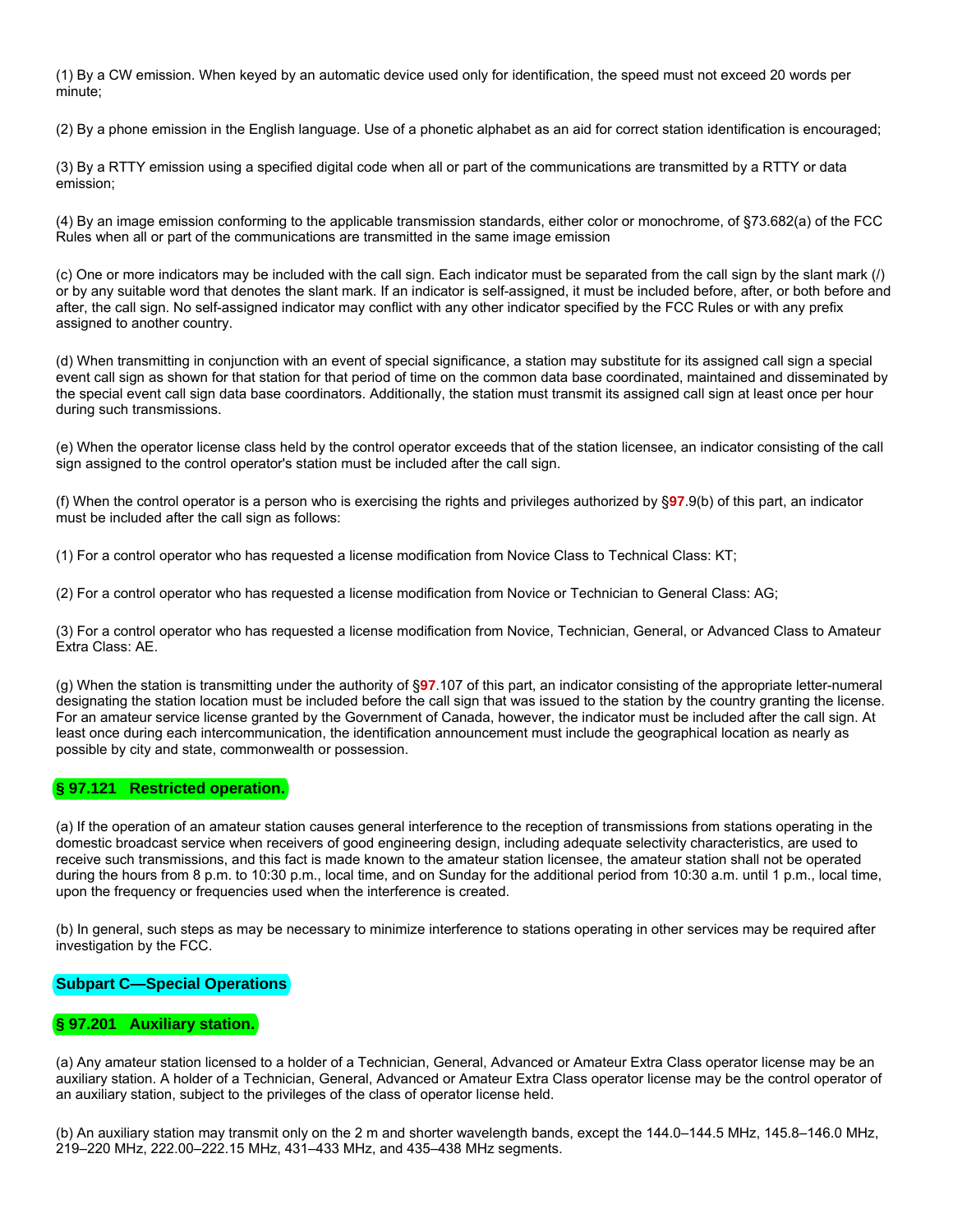(1) By a CW emission. When keyed by an automatic device used only for identification, the speed must not exceed 20 words per minute;

(2) By a phone emission in the English language. Use of a phonetic alphabet as an aid for correct station identification is encouraged;

(3) By a RTTY emission using a specified digital code when all or part of the communications are transmitted by a RTTY or data emission;

(4) By an image emission conforming to the applicable transmission standards, either color or monochrome, of §73.682(a) of the FCC Rules when all or part of the communications are transmitted in the same image emission

(c) One or more indicators may be included with the call sign. Each indicator must be separated from the call sign by the slant mark (/) or by any suitable word that denotes the slant mark. If an indicator is self-assigned, it must be included before, after, or both before and after, the call sign. No self-assigned indicator may conflict with any other indicator specified by the FCC Rules or with any prefix assigned to another country.

(d) When transmitting in conjunction with an event of special significance, a station may substitute for its assigned call sign a special event call sign as shown for that station for that period of time on the common data base coordinated, maintained and disseminated by the special event call sign data base coordinators. Additionally, the station must transmit its assigned call sign at least once per hour during such transmissions.

(e) When the operator license class held by the control operator exceeds that of the station licensee, an indicator consisting of the call sign assigned to the control operator's station must be included after the call sign.

(f) When the control operator is a person who is exercising the rights and privileges authorized by §97.9(b) of this part, an indicator must be included after the call sign as follows:

(1) For a control operator who has requested a license modification from Novice Class to Technical Class: KT;

(2) For a control operator who has requested a license modification from Novice or Technician to General Class: AG;

(3) For a control operator who has requested a license modification from Novice, Technician, General, or Advanced Class to Amateur Extra Class: AE.

(g) When the station is transmitting under the authority of §97.107 of this part, an indicator consisting of the appropriate letter-numeral designating the station location must be included before the call sign that was issued to the station by the country granting the license. For an amateur service license granted by the Government of Canada, however, the indicator must be included after the call sign. At least once during each intercommunication, the identification announcement must include the geographical location as nearly as possible by city and state, commonwealth or possession.

### § 97.121 Restricted operation.

(a) If the operation of an amateur station causes general interference to the reception of transmissions from stations operating in the domestic broadcast service when receivers of good engineering design, including adequate selectivity characteristics, are used to receive such transmissions, and this fact is made known to the amateur station licensee, the amateur station shall not be operated during the hours from 8 p.m. to 10:30 p.m., local time, and on Sunday for the additional period from 10:30 a.m. until 1 p.m., local time, upon the frequency or frequencies used when the interference is created.

(b) In general, such steps as may be necessary to minimize interference to stations operating in other services may be required after investigation by the FCC.

## Subpart C—Special Operations

### § 97.201 Auxiliary station.

(a) Any amateur station licensed to a holder of a Technician, General, Advanced or Amateur Extra Class operator license may be an auxiliary station. A holder of a Technician, General, Advanced or Amateur Extra Class operator license may be the control operator of an auxiliary station, subject to the privileges of the class of operator license held.

(b) An auxiliary station may transmit only on the 2 m and shorter wavelength bands, except the 144.0–144.5 MHz, 145.8–146.0 MHz, 219–220 MHz, 222.00–222.15 MHz, 431–433 MHz, and 435–438 MHz segments.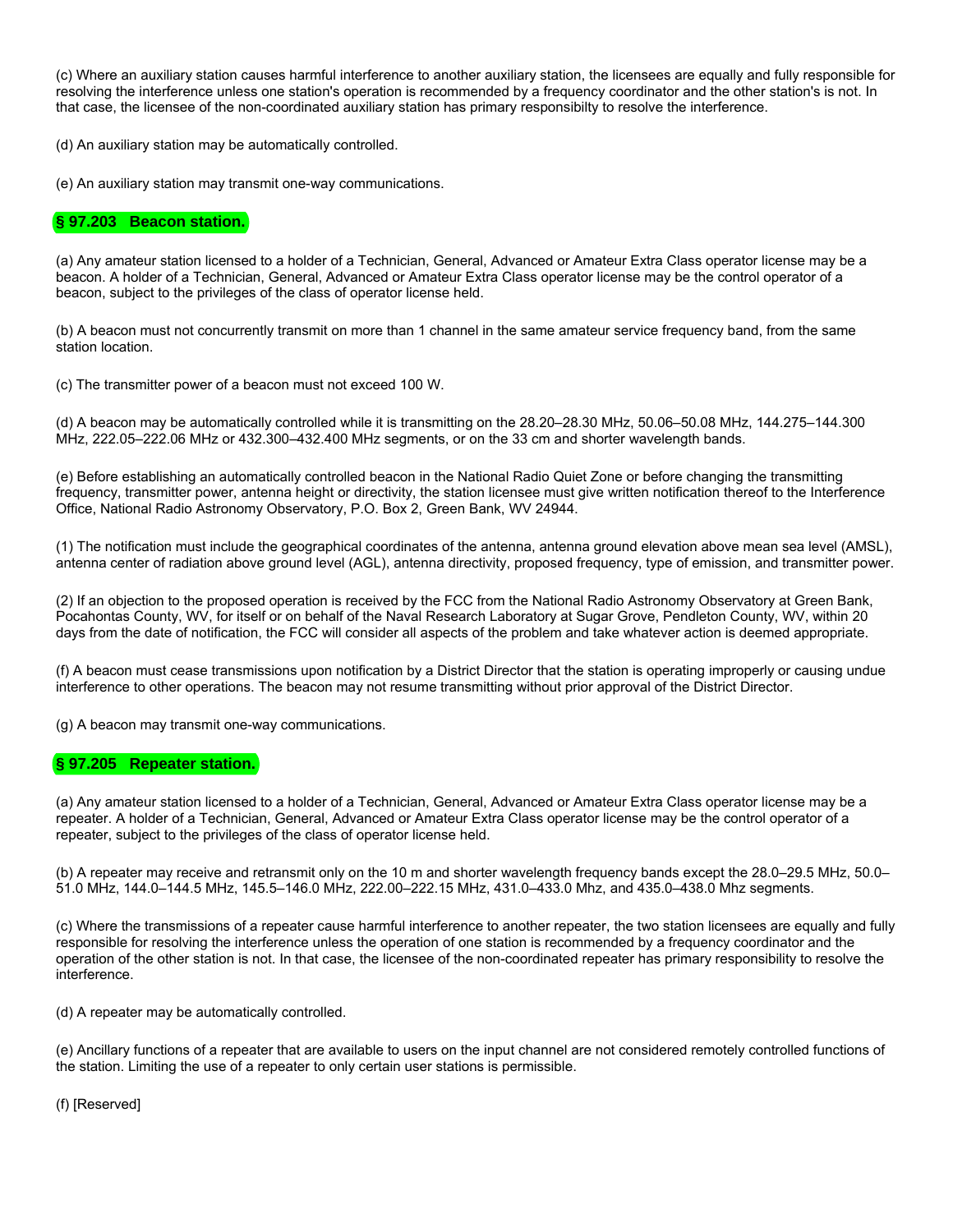(c) Where an auxiliary station causes harmful interference to another auxiliary station, the licensees are equally and fully responsible for resolving the interference unless one station's operation is recommended by a frequency coordinator and the other station's is not. In that case, the licensee of the non-coordinated auxiliary station has primary responsibilty to resolve the interference.

(d) An auxiliary station may be automatically controlled.

(e) An auxiliary station may transmit one-way communications.

## § 97.203 Beacon station.

(a) Any amateur station licensed to a holder of a Technician, General, Advanced or Amateur Extra Class operator license may be a beacon. A holder of a Technician, General, Advanced or Amateur Extra Class operator license may be the control operator of a beacon, subject to the privileges of the class of operator license held.

(b) A beacon must not concurrently transmit on more than 1 channel in the same amateur service frequency band, from the same station location.

(c) The transmitter power of a beacon must not exceed 100 W.

(d) A beacon may be automatically controlled while it is transmitting on the 28.20–28.30 MHz, 50.06–50.08 MHz, 144.275–144.300 MHz, 222.05–222.06 MHz or 432.300–432.400 MHz segments, or on the 33 cm and shorter wavelength bands.

(e) Before establishing an automatically controlled beacon in the National Radio Quiet Zone or before changing the transmitting frequency, transmitter power, antenna height or directivity, the station licensee must give written notification thereof to the Interference Office, National Radio Astronomy Observatory, P.O. Box 2, Green Bank, WV 24944.

(1) The notification must include the geographical coordinates of the antenna, antenna ground elevation above mean sea level (AMSL), antenna center of radiation above ground level (AGL), antenna directivity, proposed frequency, type of emission, and transmitter power.

(2) If an objection to the proposed operation is received by the FCC from the National Radio Astronomy Observatory at Green Bank, Pocahontas County, WV, for itself or on behalf of the Naval Research Laboratory at Sugar Grove, Pendleton County, WV, within 20 days from the date of notification, the FCC will consider all aspects of the problem and take whatever action is deemed appropriate.

(f) A beacon must cease transmissions upon notification by a District Director that the station is operating improperly or causing undue interference to other operations. The beacon may not resume transmitting without prior approval of the District Director.

(g) A beacon may transmit one-way communications.

## § 97.205 Repeater station.

(a) Any amateur station licensed to a holder of a Technician, General, Advanced or Amateur Extra Class operator license may be a repeater. A holder of a Technician, General, Advanced or Amateur Extra Class operator license may be the control operator of a repeater, subject to the privileges of the class of operator license held.

(b) A repeater may receive and retransmit only on the 10 m and shorter wavelength frequency bands except the 28.0–29.5 MHz, 50.0–51.0 MHz, 144.0–144.5 MHz, 145.5–146.0 MHz, 222.00–222.15 MHz, 431.0–433.0 Mhz, and 435.0–438.0 Mhz segments.

(c) Where the transmissions of a repeater cause harmful interference to another repeater, the two station licensees are equally and fully responsible for resolving the interference unless the operation of one station is recommended by a frequency coordinator and the operation of the other station is not. In that case, the licensee of the non-coordinated repeater has primary responsibility to resolve the interference.

(d) A repeater may be automatically controlled.

(e) Ancillary functions of a repeater that are available to users on the input channel are not considered remotely controlled functions of the station. Limiting the use of a repeater to only certain user stations is permissible.

(f) [Reserved]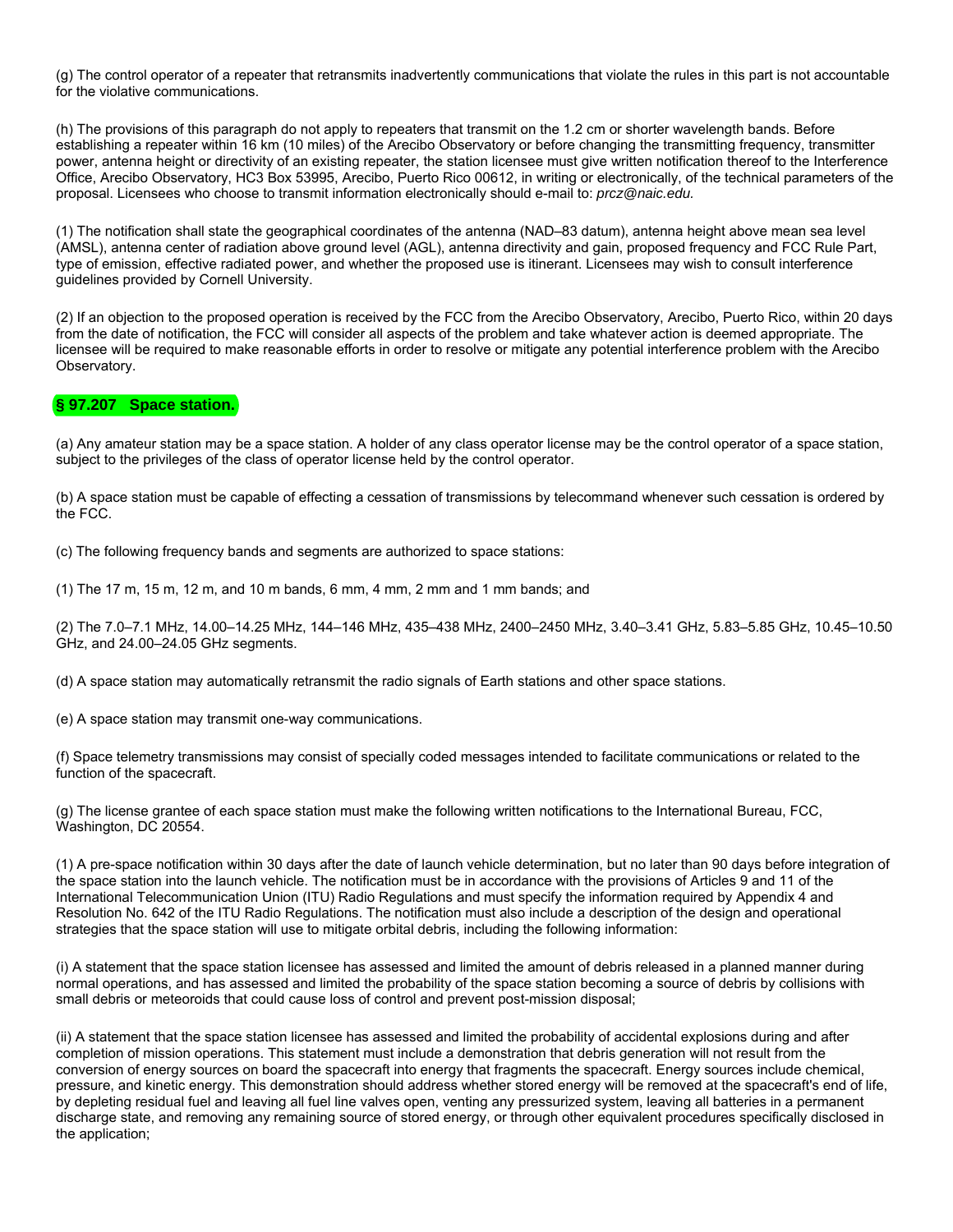(g) The control operator of a repeater that retransmits inadvertently communications that violate the rules in this part is not accountable for the violative communications.

(h) The provisions of this paragraph do not apply to repeaters that transmit on the 1.2 cm or shorter wavelength bands. Before establishing a repeater within 16 km (10 miles) of the Arecibo Observatory or before changing the transmitting frequency, transmitter power, antenna height or directivity of an existing repeater, the station licensee must give written notification thereof to the Interference Office, Arecibo Observatory, HC3 Box 53995, Arecibo, Puerto Rico 00612, in writing or electronically, of the technical parameters of the proposal. Licensees who choose to transmit information electronically should e-mail to: *prcz@naic.edu.*

(1) The notification shall state the geographical coordinates of the antenna (NAD–83 datum), antenna height above mean sea level (AMSL), antenna center of radiation above ground level (AGL), antenna directivity and gain, proposed frequency and FCC Rule Part, type of emission, effective radiated power, and whether the proposed use is itinerant. Licensees may wish to consult interference guidelines provided by Cornell University.

(2) If an objection to the proposed operation is received by the FCC from the Arecibo Observatory, Arecibo, Puerto Rico, within 20 days from the date of notification, the FCC will consider all aspects of the problem and take whatever action is deemed appropriate. The licensee will be required to make reasonable efforts in order to resolve or mitigate any potential interference problem with the Arecibo Observatory.

## § 97.207 Space station.

(a) Any amateur station may be a space station. A holder of any class operator license may be the control operator of a space station, subject to the privileges of the class of operator license held by the control operator.

(b) A space station must be capable of effecting a cessation of transmissions by telecommand whenever such cessation is ordered by the FCC.

(c) The following frequency bands and segments are authorized to space stations:

(1) The 17 m, 15 m, 12 m, and 10 m bands, 6 mm, 4 mm, 2 mm and 1 mm bands; and

(2) The 7.0–7.1 MHz, 14.00–14.25 MHz, 144–146 MHz, 435–438 MHz, 2400–2450 MHz, 3.40–3.41 GHz, 5.83–5.85 GHz, 10.45–10.50 GHz, and 24.00–24.05 GHz segments.

(d) A space station may automatically retransmit the radio signals of Earth stations and other space stations.

(e) A space station may transmit one-way communications.

(f) Space telemetry transmissions may consist of specially coded messages intended to facilitate communications or related to the function of the spacecraft.

(g) The license grantee of each space station must make the following written notifications to the International Bureau, FCC, Washington, DC 20554.

(1) A pre-space notification within 30 days after the date of launch vehicle determination, but no later than 90 days before integration of the space station into the launch vehicle. The notification must be in accordance with the provisions of Articles 9 and 11 of the International Telecommunication Union (ITU) Radio Regulations and must specify the information required by Appendix 4 and Resolution No. 642 of the ITU Radio Regulations. The notification must also include a description of the design and operational strategies that the space station will use to mitigate orbital debris, including the following information:

(i) A statement that the space station licensee has assessed and limited the amount of debris released in a planned manner during normal operations, and has assessed and limited the probability of the space station becoming a source of debris by collisions with small debris or meteoroids that could cause loss of control and prevent post-mission disposal;

(ii) A statement that the space station licensee has assessed and limited the probability of accidental explosions during and after completion of mission operations. This statement must include a demonstration that debris generation will not result from the conversion of energy sources on board the spacecraft into energy that fragments the spacecraft. Energy sources include chemical, pressure, and kinetic energy. This demonstration should address whether stored energy will be removed at the spacecraft's end of life, by depleting residual fuel and leaving all fuel line valves open, venting any pressurized system, leaving all batteries in a permanent discharge state, and removing any remaining source of stored energy, or through other equivalent procedures specifically disclosed in the application;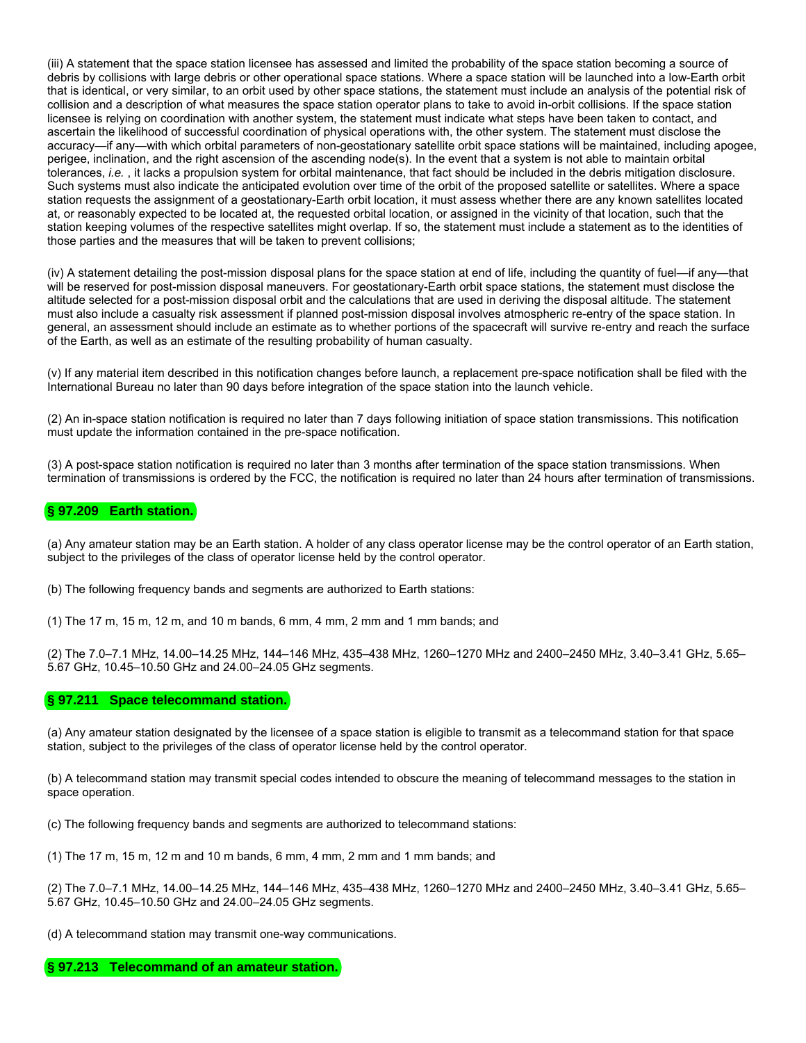(iii) A statement that the space station licensee has assessed and limited the probability of the space station becoming a source of debris by collisions with large debris or other operational space stations. Where a space station will be launched into a low-Earth orbit that is identical, or very similar, to an orbit used by other space stations, the statement must include an analysis of the potential risk of collision and a description of what measures the space station operator plans to take to avoid in-orbit collisions. If the space station licensee is relying on coordination with another system, the statement must indicate what steps have been taken to contact, and ascertain the likelihood of successful coordination of physical operations with, the other system. The statement must disclose the accuracy—if any—with which orbital parameters of non-geostationary satellite orbit space stations will be maintained, including apogee, perigee, inclination, and the right ascension of the ascending node(s). In the event that a system is not able to maintain orbital tolerances, *i.e.* , it lacks a propulsion system for orbital maintenance, that fact should be included in the debris mitigation disclosure. Such systems must also indicate the anticipated evolution over time of the orbit of the proposed satellite or satellites. Where a space station requests the assignment of a geostationary-Earth orbit location, it must assess whether there are any known satellites located at, or reasonably expected to be located at, the requested orbital location, or assigned in the vicinity of that location, such that the station keeping volumes of the respective satellites might overlap. If so, the statement must include a statement as to the identities of those parties and the measures that will be taken to prevent collisions;

(iv) A statement detailing the post-mission disposal plans for the space station at end of life, including the quantity of fuel—if any—that will be reserved for post-mission disposal maneuvers. For geostationary-Earth orbit space stations, the statement must disclose the altitude selected for a post-mission disposal orbit and the calculations that are used in deriving the disposal altitude. The statement must also include a casualty risk assessment if planned post-mission disposal involves atmospheric re-entry of the space station. In general, an assessment should include an estimate as to whether portions of the spacecraft will survive re-entry and reach the surface of the Earth, as well as an estimate of the resulting probability of human casualty.

(v) If any material item described in this notification changes before launch, a replacement pre-space notification shall be filed with the International Bureau no later than 90 days before integration of the space station into the launch vehicle.

(2) An in-space station notification is required no later than 7 days following initiation of space station transmissions. This notification must update the information contained in the pre-space notification.

(3) A post-space station notification is required no later than 3 months after termination of the space station transmissions. When termination of transmissions is ordered by the FCC, the notification is required no later than 24 hours after termination of transmissions.

## § 97.209 Earth station.

(a) Any amateur station may be an Earth station. A holder of any class operator license may be the control operator of an Earth station, subject to the privileges of the class of operator license held by the control operator.

(b) The following frequency bands and segments are authorized to Earth stations:

(1) The 17 m, 15 m, 12 m, and 10 m bands, 6 mm, 4 mm, 2 mm and 1 mm bands; and

(2) The 7.0–7.1 MHz, 14.00–14.25 MHz, 144–146 MHz, 435–438 MHz, 1260–1270 MHz and 2400–2450 MHz, 3.40–3.41 GHz, 5.65–5.67 GHz, 10.45–10.50 GHz and 24.00–24.05 GHz segments.

## § 97.211 Space telecommand station.

(a) Any amateur station designated by the licensee of a space station is eligible to transmit as a telecommand station for that space station, subject to the privileges of the class of operator license held by the control operator.

(b) A telecommand station may transmit special codes intended to obscure the meaning of telecommand messages to the station in space operation.

(c) The following frequency bands and segments are authorized to telecommand stations:

(1) The 17 m, 15 m, 12 m and 10 m bands, 6 mm, 4 mm, 2 mm and 1 mm bands; and

(2) The 7.0–7.1 MHz, 14.00–14.25 MHz, 144–146 MHz, 435–438 MHz, 1260–1270 MHz and 2400–2450 MHz, 3.40–3.41 GHz, 5.65–5.67 GHz, 10.45–10.50 GHz and 24.00–24.05 GHz segments.

(d) A telecommand station may transmit one-way communications.

## § 97.213 Telecommand of an amateur station.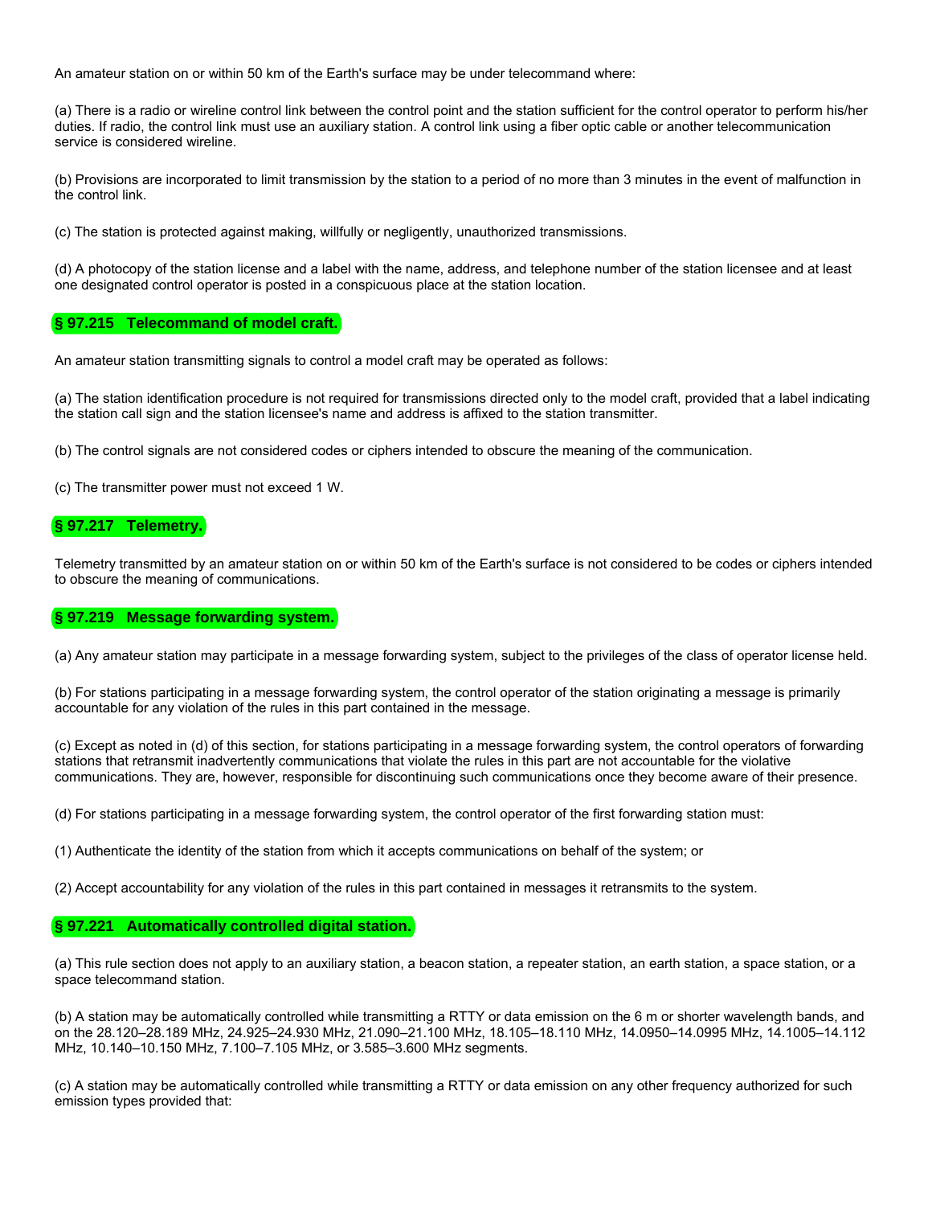An amateur station on or within 50 km of the Earth's surface may be under telecommand where:

(a) There is a radio or wireline control link between the control point and the station sufficient for the control operator to perform his/her duties. If radio, the control link must use an auxiliary station. A control link using a fiber optic cable or another telecommunication service is considered wireline.

(b) Provisions are incorporated to limit transmission by the station to a period of no more than 3 minutes in the event of malfunction in the control link.

(c) The station is protected against making, willfully or negligently, unauthorized transmissions.

(d) A photocopy of the station license and a label with the name, address, and telephone number of the station licensee and at least one designated control operator is posted in a conspicuous place at the station location.

### § 97.215 Telecommand of model craft.

An amateur station transmitting signals to control a model craft may be operated as follows:

(a) The station identification procedure is not required for transmissions directed only to the model craft, provided that a label indicating the station call sign and the station licensee's name and address is affixed to the station transmitter.

(b) The control signals are not considered codes or ciphers intended to obscure the meaning of the communication.

(c) The transmitter power must not exceed 1 W.

### § 97.217 Telemetry.

Telemetry transmitted by an amateur station on or within 50 km of the Earth's surface is not considered to be codes or ciphers intended to obscure the meaning of communications.

### § 97.219 Message forwarding system.

(a) Any amateur station may participate in a message forwarding system, subject to the privileges of the class of operator license held.

(b) For stations participating in a message forwarding system, the control operator of the station originating a message is primarily accountable for any violation of the rules in this part contained in the message.

(c) Except as noted in (d) of this section, for stations participating in a message forwarding system, the control operators of forwarding stations that retransmit inadvertently communications that violate the rules in this part are not accountable for the violative communications. They are, however, responsible for discontinuing such communications once they become aware of their presence.

(d) For stations participating in a message forwarding system, the control operator of the first forwarding station must:

(1) Authenticate the identity of the station from which it accepts communications on behalf of the system; or

(2) Accept accountability for any violation of the rules in this part contained in messages it retransmits to the system.

### § 97.221 Automatically controlled digital station.

(a) This rule section does not apply to an auxiliary station, a beacon station, a repeater station, an earth station, a space station, or a space telecommand station.

(b) A station may be automatically controlled while transmitting a RTTY or data emission on the 6 m or shorter wavelength bands, and on the 28.120–28.189 MHz, 24.925–24.930 MHz, 21.090–21.100 MHz, 18.105–18.110 MHz, 14.0950–14.0995 MHz, 14.1005–14.112 MHz, 10.140–10.150 MHz, 7.100–7.105 MHz, or 3.585–3.600 MHz segments.

(c) A station may be automatically controlled while transmitting a RTTY or data emission on any other frequency authorized for such emission types provided that: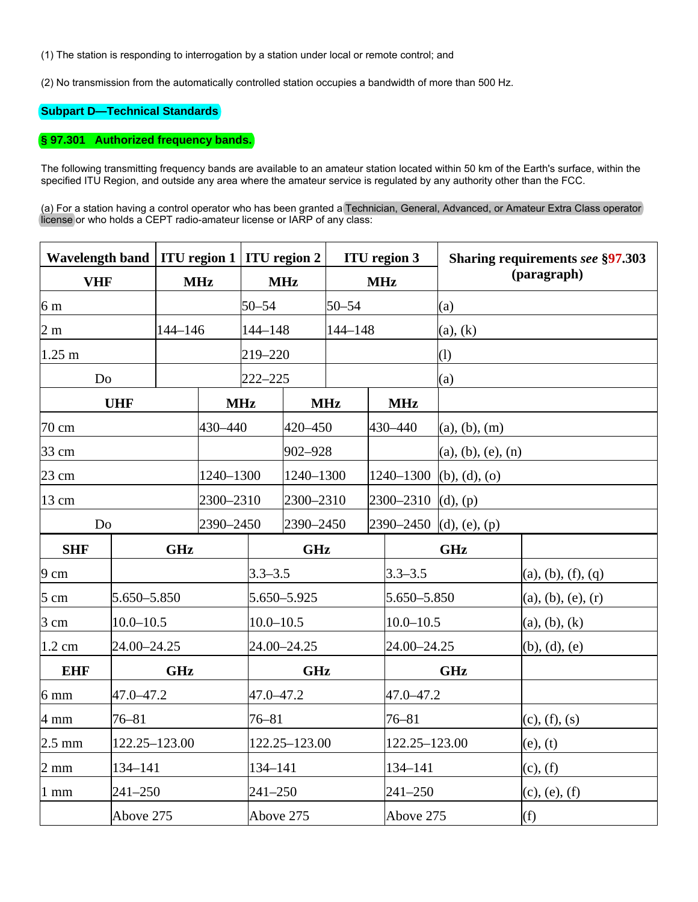(1) The station is responding to interrogation by a station under local or remote control; and

(2) No transmission from the automatically controlled station occupies a bandwidth of more than 500 Hz.

## Subpart D—Technical Standards

### § 97.301 Authorized frequency bands.

The following transmitting frequency bands are available to an amateur station located within 50 km of the Earth's surface, within the specified ITU Region, and outside any area where the amateur service is regulated by any authority other than the FCC.

(a) For a station having a control operator who has been granted a Technician, General, Advanced, or Amateur Extra Class operator license or who holds a CEPT radio-amateur license or IARP of any class:

| Wavelength band | ITU region 1 | ITU region 2 | ITU region 3 | Sharing requirements *see* §97.303 (paragraph) |
|---|---|---|---|---|
| **VHF** | **MHz** | **MHz** | **MHz** | |
| 6 m | | 50–54 | 50–54 | (a) |
| 2 m | 144–146 | 144–148 | 144–148 | (a), (k) |
| 1.25 m | | 219–220 | | (l) |
| Do | | 222–225 | | (a) |
| **UHF** | **MHz** | **MHz** | **MHz** | |
| 70 cm | 430–440 | 420–450 | 430–440 | (a), (b), (m) |
| 33 cm | | 902–928 | | (a), (b), (e), (n) |
| 23 cm | 1240–1300 | 1240–1300 | 1240–1300 | (b), (d), (o) |
| 13 cm | 2300–2310 | 2300–2310 | 2300–2310 | (d), (p) |
| Do | 2390–2450 | 2390–2450 | 2390–2450 | (d), (e), (p) |
| **SHF** | **GHz** | **GHz** | **GHz** | |
| 9 cm | | 3.3–3.5 | 3.3–3.5 | (a), (b), (f), (q) |
| 5 cm | 5.650–5.850 | 5.650–5.925 | 5.650–5.850 | (a), (b), (e), (r) |
| 3 cm | 10.0–10.5 | 10.0–10.5 | 10.0–10.5 | (a), (b), (k) |
| 1.2 cm | 24.00–24.25 | 24.00–24.25 | 24.00–24.25 | (b), (d), (e) |
| **EHF** | **GHz** | **GHz** | **GHz** | |
| 6 mm | 47.0–47.2 | 47.0–47.2 | 47.0–47.2 | |
| 4 mm | 76–81 | 76–81 | 76–81 | (c), (f), (s) |
| 2.5 mm | 122.25–123.00 | 122.25–123.00 | 122.25–123.00 | (e), (t) |
| 2 mm | 134–141 | 134–141 | 134–141 | (c), (f) |
| 1 mm | 241–250 | 241–250 | 241–250 | (c), (e), (f) |
| | Above 275 | Above 275 | Above 275 | (f) |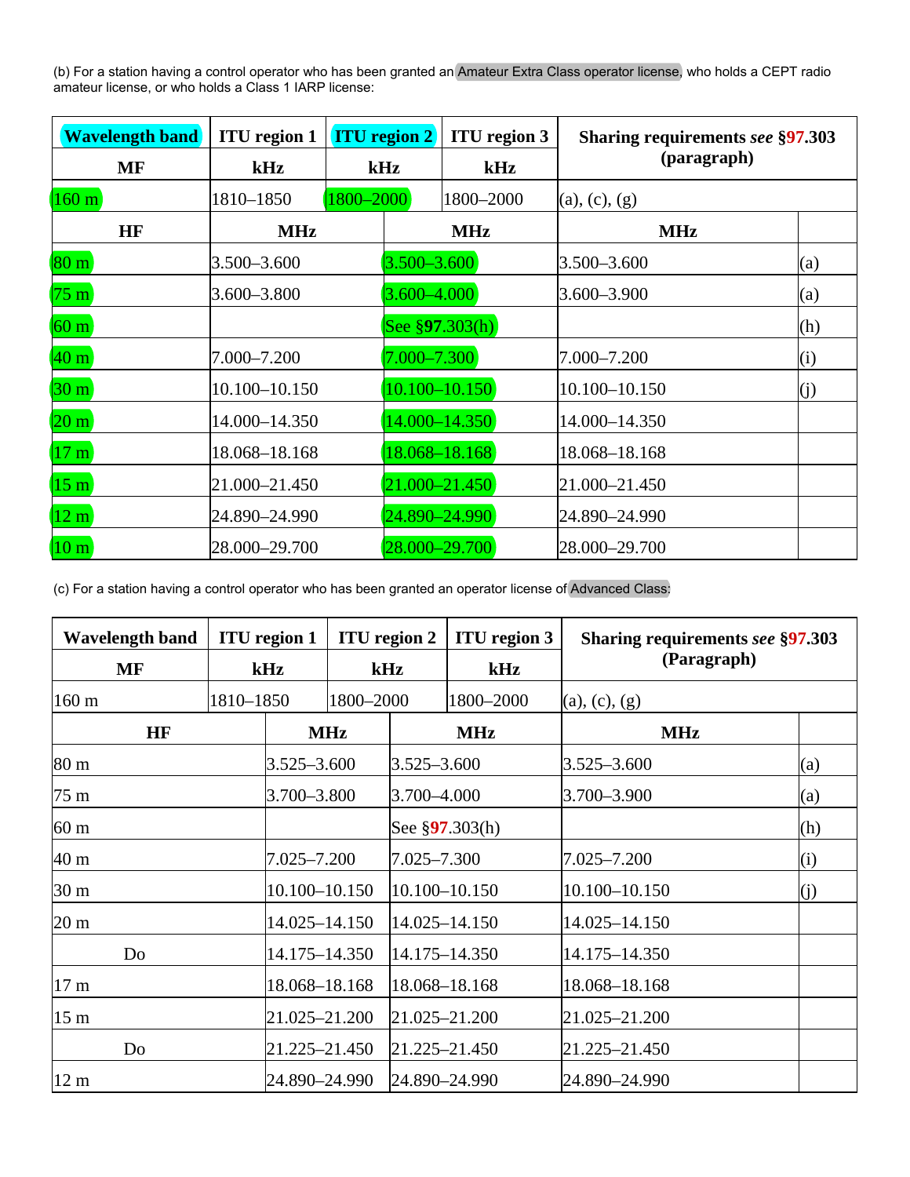(b) For a station having a control operator who has been granted an Amateur Extra Class operator license, who holds a CEPT radio amateur license, or who holds a Class 1 IARP license:

| Wavelength band | ITU region 1 | ITU region 2 | ITU region 3 | Sharing requirements *see* §97.303 (paragraph) |
|---|---|---|---|---|
| **MF** | **kHz** | **kHz** | **kHz** | |
| 160 m | 1810–1850 | 1800–2000 | 1800–2000 | (a), (c), (g) |
| **HF** | **MHz** | **MHz** | **MHz** | |
| 80 m | 3.500–3.600 | 3.500–3.600 | 3.500–3.600 | (a) |
| 75 m | 3.600–3.800 | 3.600–4.000 | 3.600–3.900 | (a) |
| 60 m | | See §97.303(h) | | (h) |
| 40 m | 7.000–7.200 | 7.000–7.300 | 7.000–7.200 | (i) |
| 30 m | 10.100–10.150 | 10.100–10.150 | 10.100–10.150 | (j) |
| 20 m | 14.000–14.350 | 14.000–14.350 | 14.000–14.350 | |
| 17 m | 18.068–18.168 | 18.068–18.168 | 18.068–18.168 | |
| 15 m | 21.000–21.450 | 21.000–21.450 | 21.000–21.450 | |
| 12 m | 24.890–24.990 | 24.890–24.990 | 24.890–24.990 | |
| 10 m | 28.000–29.700 | 28.000–29.700 | 28.000–29.700 | |

(c) For a station having a control operator who has been granted an operator license of Advanced Class:

| Wavelength band | ITU region 1 | ITU region 2 | ITU region 3 | Sharing requirements *see* §97.303 (Paragraph) |
|---|---|---|---|---|
| **MF** | **kHz** | **kHz** | **kHz** | |
| 160 m | 1810–1850 | 1800–2000 | 1800–2000 | (a), (c), (g) |
| **HF** | **MHz** | **MHz** | **MHz** | |
| 80 m | 3.525–3.600 | 3.525–3.600 | 3.525–3.600 | (a) |
| 75 m | 3.700–3.800 | 3.700–4.000 | 3.700–3.900 | (a) |
| 60 m | | See §97.303(h) | | (h) |
| 40 m | 7.025–7.200 | 7.025–7.300 | 7.025–7.200 | (i) |
| 30 m | 10.100–10.150 | 10.100–10.150 | 10.100–10.150 | (j) |
| 20 m | 14.025–14.150 | 14.025–14.150 | 14.025–14.150 | |
| Do | 14.175–14.350 | 14.175–14.350 | 14.175–14.350 | |
| 17 m | 18.068–18.168 | 18.068–18.168 | 18.068–18.168 | |
| 15 m | 21.025–21.200 | 21.025–21.200 | 21.025–21.200 | |
| Do | 21.225–21.450 | 21.225–21.450 | 21.225–21.450 | |
| 12 m | 24.890–24.990 | 24.890–24.990 | 24.890–24.990 | |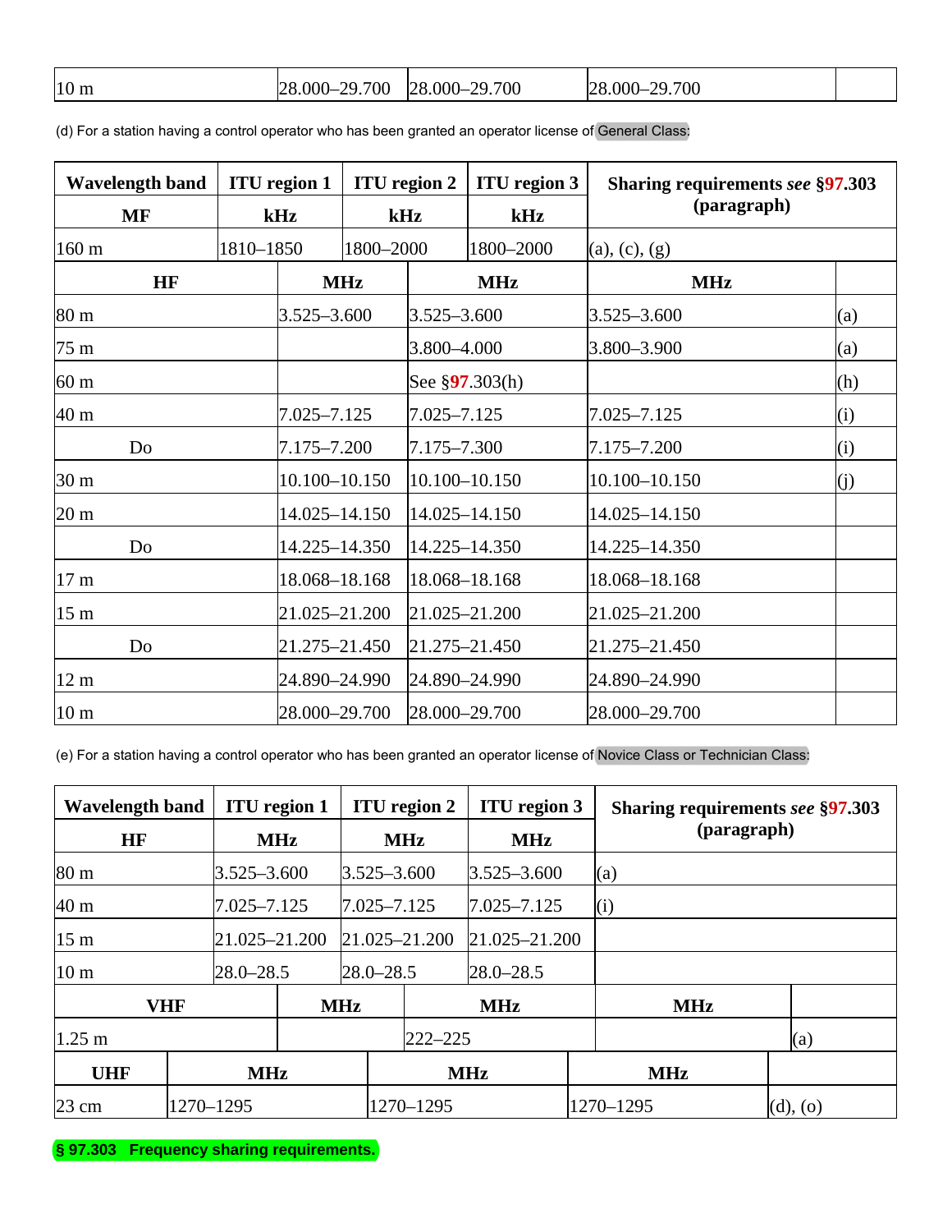| 10 m | 28.000–29.700 | 28.000–29.700 | 28.000–29.700 | |
|---|---|---|---|---|

(d) For a station having a control operator who has been granted an operator license of General Class:

| Wavelength band | ITU region 1 | ITU region 2 | ITU region 3 | Sharing requirements *see* §97.303 (paragraph) |
|---|---|---|---|---|
| **MF** | **kHz** | **kHz** | **kHz** | |
| 160 m | 1810–1850 | 1800–2000 | 1800–2000 | (a), (c), (g) |
| **HF** | **MHz** | **MHz** | **MHz** | |
| 80 m | 3.525–3.600 | 3.525–3.600 | 3.525–3.600 | (a) |
| 75 m | | 3.800–4.000 | 3.800–3.900 | (a) |
| 60 m | | See §97.303(h) | | (h) |
| 40 m | 7.025–7.125 | 7.025–7.125 | 7.025–7.125 | (i) |
| Do | 7.175–7.200 | 7.175–7.300 | 7.175–7.200 | (i) |
| 30 m | 10.100–10.150 | 10.100–10.150 | 10.100–10.150 | (j) |
| 20 m | 14.025–14.150 | 14.025–14.150 | 14.025–14.150 | |
| Do | 14.225–14.350 | 14.225–14.350 | 14.225–14.350 | |
| 17 m | 18.068–18.168 | 18.068–18.168 | 18.068–18.168 | |
| 15 m | 21.025–21.200 | 21.025–21.200 | 21.025–21.200 | |
| Do | 21.275–21.450 | 21.275–21.450 | 21.275–21.450 | |
| 12 m | 24.890–24.990 | 24.890–24.990 | 24.890–24.990 | |
| 10 m | 28.000–29.700 | 28.000–29.700 | 28.000–29.700 | |

(e) For a station having a control operator who has been granted an operator license of Novice Class or Technician Class:

| Wavelength band | ITU region 1 | ITU region 2 | ITU region 3 | Sharing requirements *see* §97.303 (paragraph) |
|---|---|---|---|---|
| **HF** | **MHz** | **MHz** | **MHz** | |
| 80 m | 3.525–3.600 | 3.525–3.600 | 3.525–3.600 | (a) |
| 40 m | 7.025–7.125 | 7.025–7.125 | 7.025–7.125 | (i) |
| 15 m | 21.025–21.200 | 21.025–21.200 | 21.025–21.200 | |
| 10 m | 28.0–28.5 | 28.0–28.5 | 28.0–28.5 | |
| **VHF** | **MHz** | **MHz** | **MHz** | |
| 1.25 m | | 222–225 | | (a) |
| **UHF** | **MHz** | **MHz** | **MHz** | |
| 23 cm | 1270–1295 | 1270–1295 | 1270–1295 | (d), (o) |

**§ 97.303 Frequency sharing requirements.**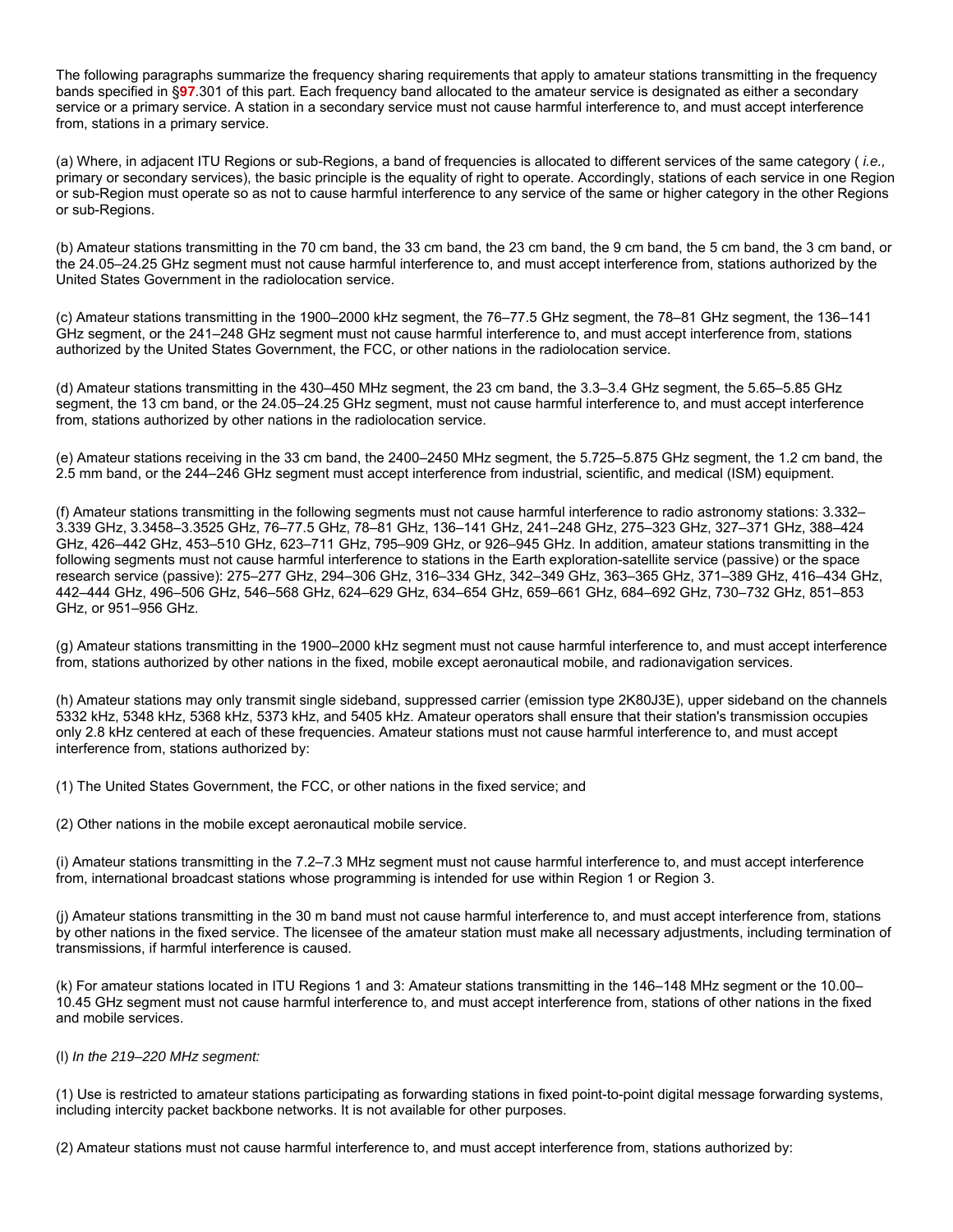The following paragraphs summarize the frequency sharing requirements that apply to amateur stations transmitting in the frequency bands specified in §**97**.301 of this part. Each frequency band allocated to the amateur service is designated as either a secondary service or a primary service. A station in a secondary service must not cause harmful interference to, and must accept interference from, stations in a primary service.

(a) Where, in adjacent ITU Regions or sub-Regions, a band of frequencies is allocated to different services of the same category ( *i.e.,* primary or secondary services), the basic principle is the equality of right to operate. Accordingly, stations of each service in one Region or sub-Region must operate so as not to cause harmful interference to any service of the same or higher category in the other Regions or sub-Regions.

(b) Amateur stations transmitting in the 70 cm band, the 33 cm band, the 23 cm band, the 9 cm band, the 5 cm band, the 3 cm band, or the 24.05–24.25 GHz segment must not cause harmful interference to, and must accept interference from, stations authorized by the United States Government in the radiolocation service.

(c) Amateur stations transmitting in the 1900–2000 kHz segment, the 76–77.5 GHz segment, the 78–81 GHz segment, the 136–141 GHz segment, or the 241–248 GHz segment must not cause harmful interference to, and must accept interference from, stations authorized by the United States Government, the FCC, or other nations in the radiolocation service.

(d) Amateur stations transmitting in the 430–450 MHz segment, the 23 cm band, the 3.3–3.4 GHz segment, the 5.65–5.85 GHz segment, the 13 cm band, or the 24.05–24.25 GHz segment, must not cause harmful interference to, and must accept interference from, stations authorized by other nations in the radiolocation service.

(e) Amateur stations receiving in the 33 cm band, the 2400–2450 MHz segment, the 5.725–5.875 GHz segment, the 1.2 cm band, the 2.5 mm band, or the 244–246 GHz segment must accept interference from industrial, scientific, and medical (ISM) equipment.

(f) Amateur stations transmitting in the following segments must not cause harmful interference to radio astronomy stations: 3.332–3.339 GHz, 3.3458–3.3525 GHz, 76–77.5 GHz, 78–81 GHz, 136–141 GHz, 241–248 GHz, 275–323 GHz, 327–371 GHz, 388–424 GHz, 426–442 GHz, 453–510 GHz, 623–711 GHz, 795–909 GHz, or 926–945 GHz. In addition, amateur stations transmitting in the following segments must not cause harmful interference to stations in the Earth exploration-satellite service (passive) or the space research service (passive): 275–277 GHz, 294–306 GHz, 316–334 GHz, 342–349 GHz, 363–365 GHz, 371–389 GHz, 416–434 GHz, 442–444 GHz, 496–506 GHz, 546–568 GHz, 624–629 GHz, 634–654 GHz, 659–661 GHz, 684–692 GHz, 730–732 GHz, 851–853 GHz, or 951–956 GHz.

(g) Amateur stations transmitting in the 1900–2000 kHz segment must not cause harmful interference to, and must accept interference from, stations authorized by other nations in the fixed, mobile except aeronautical mobile, and radionavigation services.

(h) Amateur stations may only transmit single sideband, suppressed carrier (emission type 2K80J3E), upper sideband on the channels 5332 kHz, 5348 kHz, 5368 kHz, 5373 kHz, and 5405 kHz. Amateur operators shall ensure that their station's transmission occupies only 2.8 kHz centered at each of these frequencies. Amateur stations must not cause harmful interference to, and must accept interference from, stations authorized by:

(1) The United States Government, the FCC, or other nations in the fixed service; and

(2) Other nations in the mobile except aeronautical mobile service.

(i) Amateur stations transmitting in the 7.2–7.3 MHz segment must not cause harmful interference to, and must accept interference from, international broadcast stations whose programming is intended for use within Region 1 or Region 3.

(j) Amateur stations transmitting in the 30 m band must not cause harmful interference to, and must accept interference from, stations by other nations in the fixed service. The licensee of the amateur station must make all necessary adjustments, including termination of transmissions, if harmful interference is caused.

(k) For amateur stations located in ITU Regions 1 and 3: Amateur stations transmitting in the 146–148 MHz segment or the 10.00–10.45 GHz segment must not cause harmful interference to, and must accept interference from, stations of other nations in the fixed and mobile services.

(l) *In the 219–220 MHz segment:*

(1) Use is restricted to amateur stations participating as forwarding stations in fixed point-to-point digital message forwarding systems, including intercity packet backbone networks. It is not available for other purposes.

(2) Amateur stations must not cause harmful interference to, and must accept interference from, stations authorized by: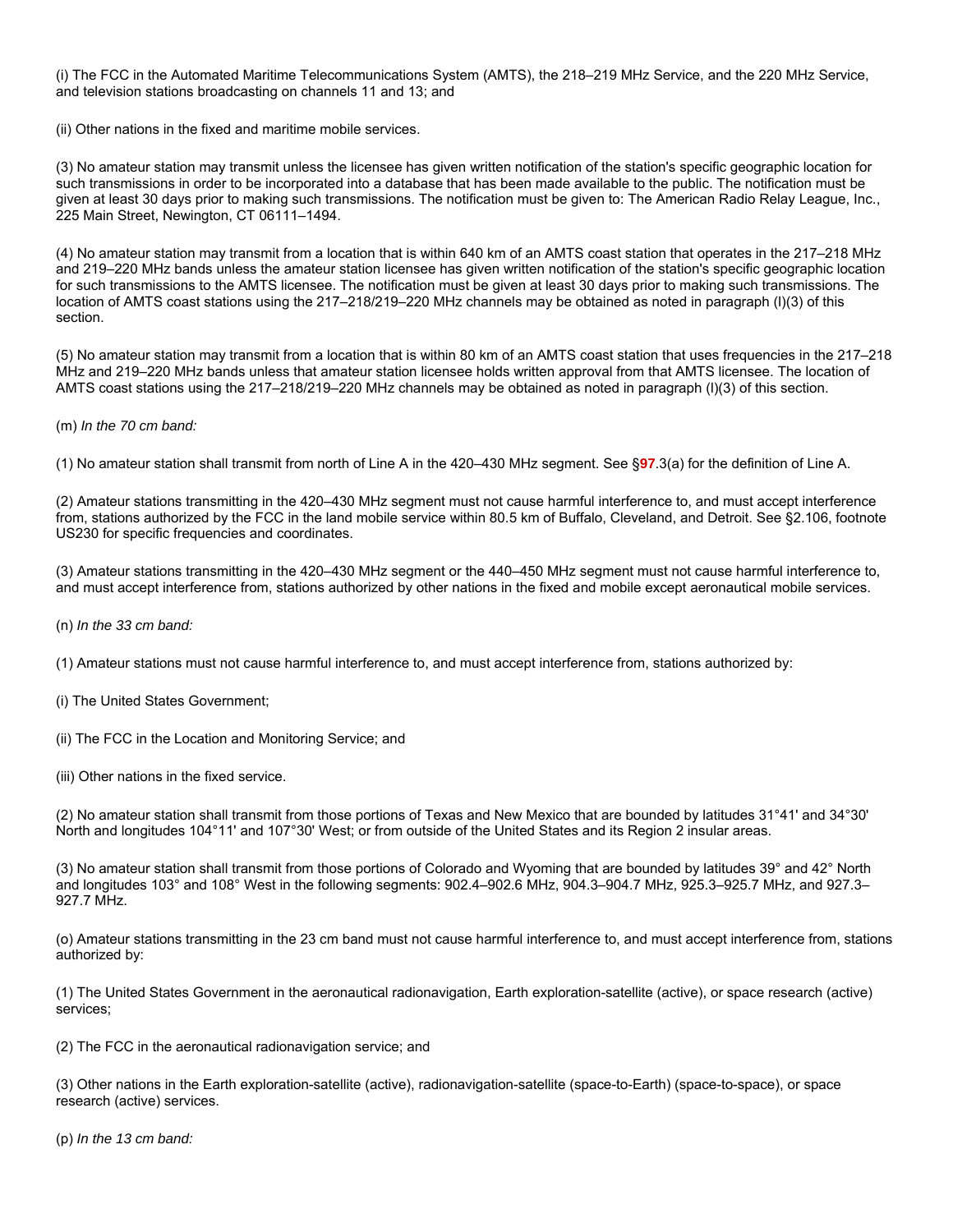(i) The FCC in the Automated Maritime Telecommunications System (AMTS), the 218–219 MHz Service, and the 220 MHz Service, and television stations broadcasting on channels 11 and 13; and

(ii) Other nations in the fixed and maritime mobile services.

(3) No amateur station may transmit unless the licensee has given written notification of the station's specific geographic location for such transmissions in order to be incorporated into a database that has been made available to the public. The notification must be given at least 30 days prior to making such transmissions. The notification must be given to: The American Radio Relay League, Inc., 225 Main Street, Newington, CT 06111–1494.

(4) No amateur station may transmit from a location that is within 640 km of an AMTS coast station that operates in the 217–218 MHz and 219–220 MHz bands unless the amateur station licensee has given written notification of the station's specific geographic location for such transmissions to the AMTS licensee. The notification must be given at least 30 days prior to making such transmissions. The location of AMTS coast stations using the 217–218/219–220 MHz channels may be obtained as noted in paragraph (l)(3) of this section.

(5) No amateur station may transmit from a location that is within 80 km of an AMTS coast station that uses frequencies in the 217–218 MHz and 219–220 MHz bands unless that amateur station licensee holds written approval from that AMTS licensee. The location of AMTS coast stations using the 217–218/219–220 MHz channels may be obtained as noted in paragraph (l)(3) of this section.

(m) *In the 70 cm band:*

(1) No amateur station shall transmit from north of Line A in the 420–430 MHz segment. See §**97**.3(a) for the definition of Line A.

(2) Amateur stations transmitting in the 420–430 MHz segment must not cause harmful interference to, and must accept interference from, stations authorized by the FCC in the land mobile service within 80.5 km of Buffalo, Cleveland, and Detroit. See §2.106, footnote US230 for specific frequencies and coordinates.

(3) Amateur stations transmitting in the 420–430 MHz segment or the 440–450 MHz segment must not cause harmful interference to, and must accept interference from, stations authorized by other nations in the fixed and mobile except aeronautical mobile services.

(n) *In the 33 cm band:*

(1) Amateur stations must not cause harmful interference to, and must accept interference from, stations authorized by:

(i) The United States Government;

(ii) The FCC in the Location and Monitoring Service; and

(iii) Other nations in the fixed service.

(2) No amateur station shall transmit from those portions of Texas and New Mexico that are bounded by latitudes 31°41' and 34°30' North and longitudes 104°11' and 107°30' West; or from outside of the United States and its Region 2 insular areas.

(3) No amateur station shall transmit from those portions of Colorado and Wyoming that are bounded by latitudes 39° and 42° North and longitudes 103° and 108° West in the following segments: 902.4–902.6 MHz, 904.3–904.7 MHz, 925.3–925.7 MHz, and 927.3–927.7 MHz.

(o) Amateur stations transmitting in the 23 cm band must not cause harmful interference to, and must accept interference from, stations authorized by:

(1) The United States Government in the aeronautical radionavigation, Earth exploration-satellite (active), or space research (active) services;

(2) The FCC in the aeronautical radionavigation service; and

(3) Other nations in the Earth exploration-satellite (active), radionavigation-satellite (space-to-Earth) (space-to-space), or space research (active) services.

(p) *In the 13 cm band:*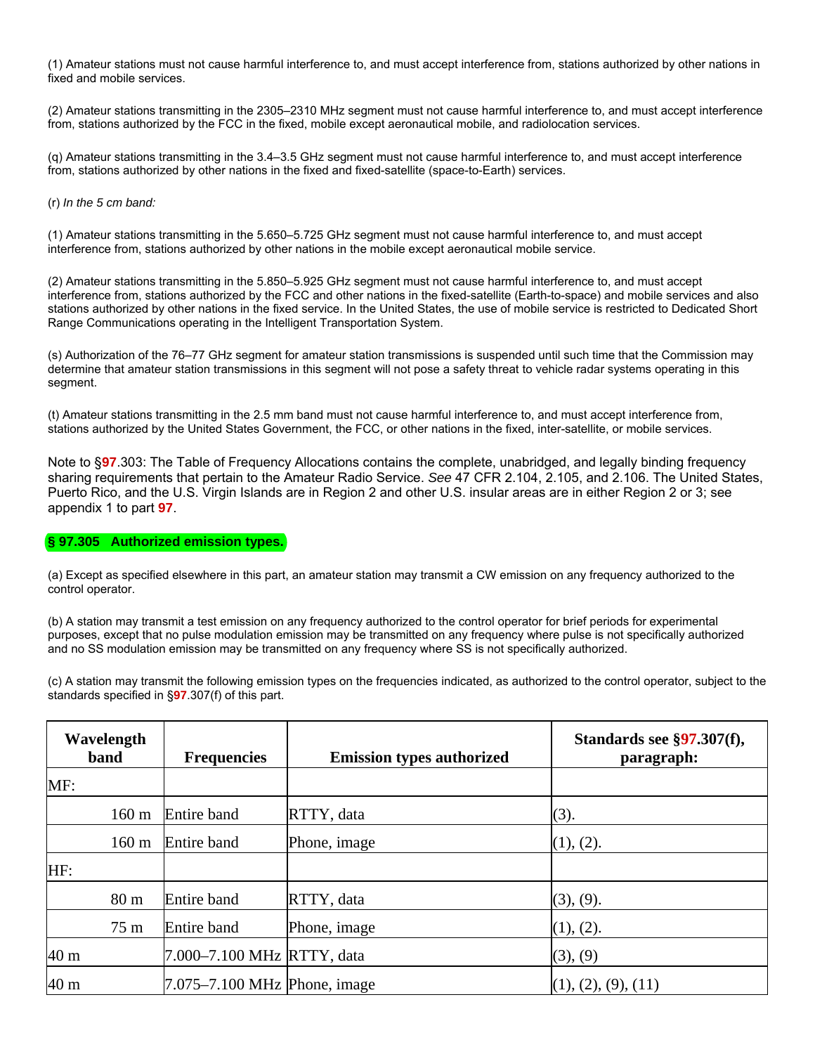(1) Amateur stations must not cause harmful interference to, and must accept interference from, stations authorized by other nations in fixed and mobile services.

(2) Amateur stations transmitting in the 2305–2310 MHz segment must not cause harmful interference to, and must accept interference from, stations authorized by the FCC in the fixed, mobile except aeronautical mobile, and radiolocation services.

(q) Amateur stations transmitting in the 3.4–3.5 GHz segment must not cause harmful interference to, and must accept interference from, stations authorized by other nations in the fixed and fixed-satellite (space-to-Earth) services.

(r) *In the 5 cm band:*

(1) Amateur stations transmitting in the 5.650–5.725 GHz segment must not cause harmful interference to, and must accept interference from, stations authorized by other nations in the mobile except aeronautical mobile service.

(2) Amateur stations transmitting in the 5.850–5.925 GHz segment must not cause harmful interference to, and must accept interference from, stations authorized by the FCC and other nations in the fixed-satellite (Earth-to-space) and mobile services and also stations authorized by other nations in the fixed service. In the United States, the use of mobile service is restricted to Dedicated Short Range Communications operating in the Intelligent Transportation System.

(s) Authorization of the 76–77 GHz segment for amateur station transmissions is suspended until such time that the Commission may determine that amateur station transmissions in this segment will not pose a safety threat to vehicle radar systems operating in this segment.

(t) Amateur stations transmitting in the 2.5 mm band must not cause harmful interference to, and must accept interference from, stations authorized by the United States Government, the FCC, or other nations in the fixed, inter-satellite, or mobile services.

Note to §97.303: The Table of Frequency Allocations contains the complete, unabridged, and legally binding frequency sharing requirements that pertain to the Amateur Radio Service. *See* 47 CFR 2.104, 2.105, and 2.106. The United States, Puerto Rico, and the U.S. Virgin Islands are in Region 2 and other U.S. insular areas are in either Region 2 or 3; see appendix 1 to part 97.

## § 97.305 Authorized emission types.

(a) Except as specified elsewhere in this part, an amateur station may transmit a CW emission on any frequency authorized to the control operator.

(b) A station may transmit a test emission on any frequency authorized to the control operator for brief periods for experimental purposes, except that no pulse modulation emission may be transmitted on any frequency where pulse is not specifically authorized and no SS modulation emission may be transmitted on any frequency where SS is not specifically authorized.

(c) A station may transmit the following emission types on the frequencies indicated, as authorized to the control operator, subject to the standards specified in §97.307(f) of this part.

| Wavelength band | Frequencies | Emission types authorized | Standards see §97.307(f), paragraph: |
|---|---|---|---|
| MF: | | | |
| 160 m | Entire band | RTTY, data | (3). |
| 160 m | Entire band | Phone, image | (1), (2). |
| HF: | | | |
| 80 m | Entire band | RTTY, data | (3), (9). |
| 75 m | Entire band | Phone, image | (1), (2). |
| 40 m | 7.000–7.100 MHz | RTTY, data | (3), (9) |
| 40 m | 7.075–7.100 MHz | Phone, image | (1), (2), (9), (11) |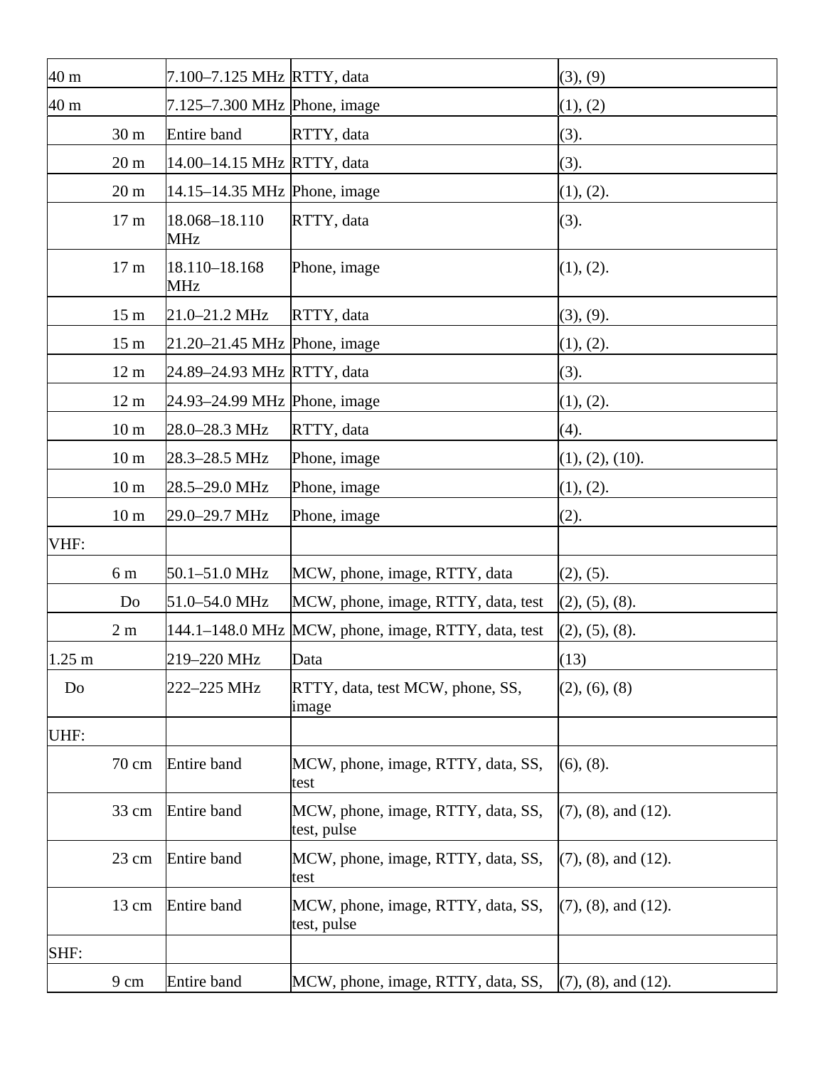| | | | |
|---|---|---|---|
| 40 m | 7.100–7.125 MHz | RTTY, data | (3), (9) |
| 40 m | 7.125–7.300 MHz | Phone, image | (1), (2) |
| 30 m | Entire band | RTTY, data | (3). |
| 20 m | 14.00–14.15 MHz | RTTY, data | (3). |
| 20 m | 14.15–14.35 MHz | Phone, image | (1), (2). |
| 17 m | 18.068–18.110 MHz | RTTY, data | (3). |
| 17 m | 18.110–18.168 MHz | Phone, image | (1), (2). |
| 15 m | 21.0–21.2 MHz | RTTY, data | (3), (9). |
| 15 m | 21.20–21.45 MHz | Phone, image | (1), (2). |
| 12 m | 24.89–24.93 MHz | RTTY, data | (3). |
| 12 m | 24.93–24.99 MHz | Phone, image | (1), (2). |
| 10 m | 28.0–28.3 MHz | RTTY, data | (4). |
| 10 m | 28.3–28.5 MHz | Phone, image | (1), (2), (10). |
| 10 m | 28.5–29.0 MHz | Phone, image | (1), (2). |
| 10 m | 29.0–29.7 MHz | Phone, image | (2). |
| VHF: | | | |
| 6 m | 50.1–51.0 MHz | MCW, phone, image, RTTY, data | (2), (5). |
| Do | 51.0–54.0 MHz | MCW, phone, image, RTTY, data, test | (2), (5), (8). |
| 2 m | 144.1–148.0 MHz | MCW, phone, image, RTTY, data, test | (2), (5), (8). |
| 1.25 m | 219–220 MHz | Data | (13) |
| Do | 222–225 MHz | RTTY, data, test MCW, phone, SS, image | (2), (6), (8) |
| UHF: | | | |
| 70 cm | Entire band | MCW, phone, image, RTTY, data, SS, test | (6), (8). |
| 33 cm | Entire band | MCW, phone, image, RTTY, data, SS, test, pulse | (7), (8), and (12). |
| 23 cm | Entire band | MCW, phone, image, RTTY, data, SS, test | (7), (8), and (12). |
| 13 cm | Entire band | MCW, phone, image, RTTY, data, SS, test, pulse | (7), (8), and (12). |
| SHF: | | | |
| 9 cm | Entire band | MCW, phone, image, RTTY, data, SS, | (7), (8), and (12). |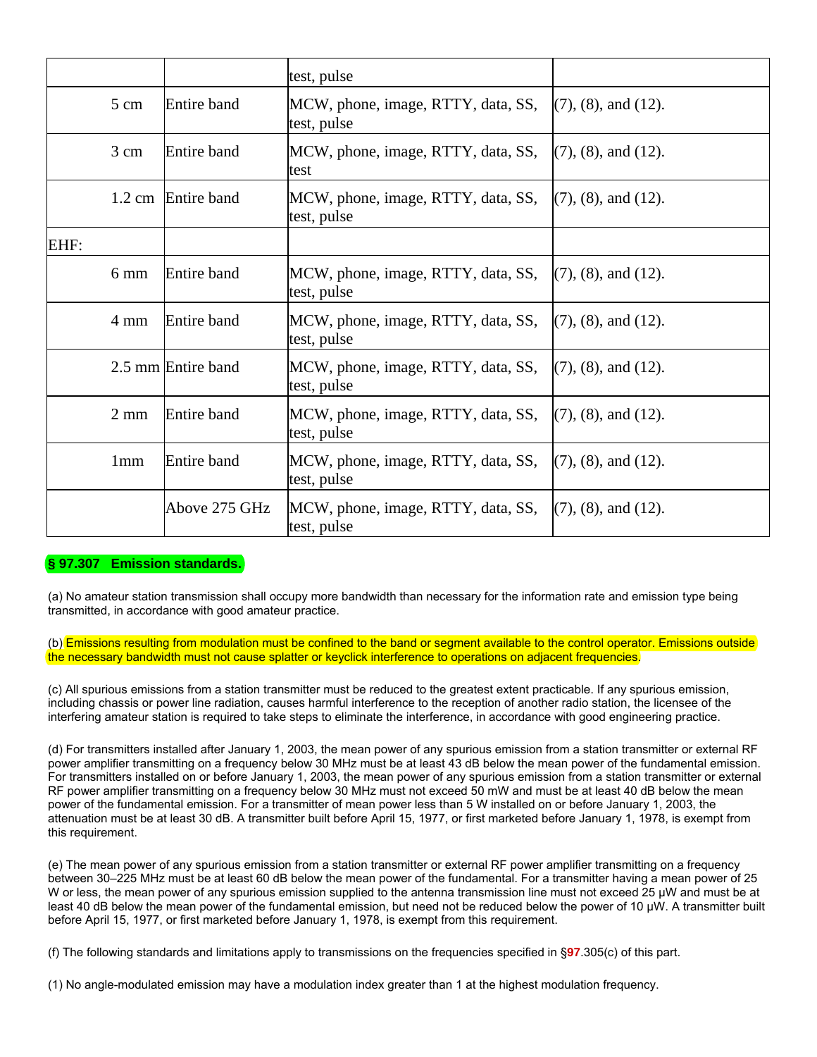| | | | |
|---|---|---|---|
| | | test, pulse | |
| 5 cm | Entire band | MCW, phone, image, RTTY, data, SS, test, pulse | (7), (8), and (12). |
| 3 cm | Entire band | MCW, phone, image, RTTY, data, SS, test | (7), (8), and (12). |
| 1.2 cm | Entire band | MCW, phone, image, RTTY, data, SS, test, pulse | (7), (8), and (12). |
| EHF: | | | |
| 6 mm | Entire band | MCW, phone, image, RTTY, data, SS, test, pulse | (7), (8), and (12). |
| 4 mm | Entire band | MCW, phone, image, RTTY, data, SS, test, pulse | (7), (8), and (12). |
| 2.5 mm | Entire band | MCW, phone, image, RTTY, data, SS, test, pulse | (7), (8), and (12). |
| 2 mm | Entire band | MCW, phone, image, RTTY, data, SS, test, pulse | (7), (8), and (12). |
| 1mm | Entire band | MCW, phone, image, RTTY, data, SS, test, pulse | (7), (8), and (12). |
| | Above 275 GHz | MCW, phone, image, RTTY, data, SS, test, pulse | (7), (8), and (12). |

## § 97.307 Emission standards.

(a) No amateur station transmission shall occupy more bandwidth than necessary for the information rate and emission type being transmitted, in accordance with good amateur practice.

(b) Emissions resulting from modulation must be confined to the band or segment available to the control operator. Emissions outside the necessary bandwidth must not cause splatter or keyclick interference to operations on adjacent frequencies.

(c) All spurious emissions from a station transmitter must be reduced to the greatest extent practicable. If any spurious emission, including chassis or power line radiation, causes harmful interference to the reception of another radio station, the licensee of the interfering amateur station is required to take steps to eliminate the interference, in accordance with good engineering practice.

(d) For transmitters installed after January 1, 2003, the mean power of any spurious emission from a station transmitter or external RF power amplifier transmitting on a frequency below 30 MHz must be at least 43 dB below the mean power of the fundamental emission. For transmitters installed on or before January 1, 2003, the mean power of any spurious emission from a station transmitter or external RF power amplifier transmitting on a frequency below 30 MHz must not exceed 50 mW and must be at least 40 dB below the mean power of the fundamental emission. For a transmitter of mean power less than 5 W installed on or before January 1, 2003, the attenuation must be at least 30 dB. A transmitter built before April 15, 1977, or first marketed before January 1, 1978, is exempt from this requirement.

(e) The mean power of any spurious emission from a station transmitter or external RF power amplifier transmitting on a frequency between 30–225 MHz must be at least 60 dB below the mean power of the fundamental. For a transmitter having a mean power of 25 W or less, the mean power of any spurious emission supplied to the antenna transmission line must not exceed 25 µW and must be at least 40 dB below the mean power of the fundamental emission, but need not be reduced below the power of 10 µW. A transmitter built before April 15, 1977, or first marketed before January 1, 1978, is exempt from this requirement.

(f) The following standards and limitations apply to transmissions on the frequencies specified in §97.305(c) of this part.

(1) No angle-modulated emission may have a modulation index greater than 1 at the highest modulation frequency.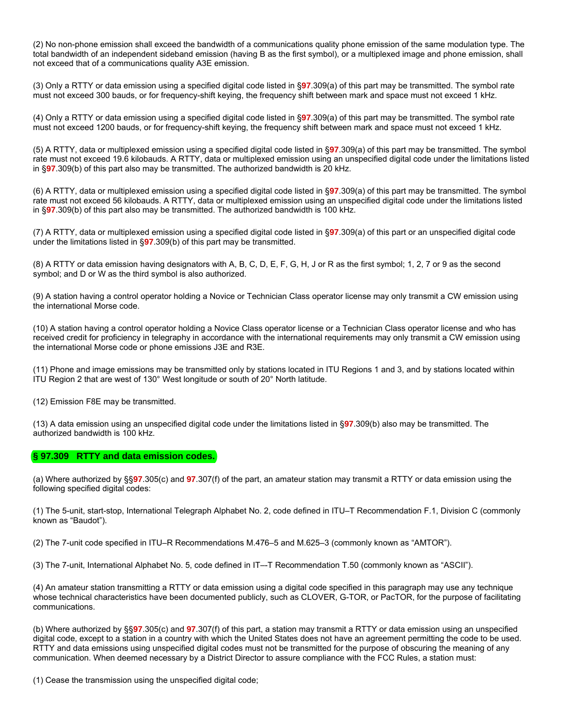(2) No non-phone emission shall exceed the bandwidth of a communications quality phone emission of the same modulation type. The total bandwidth of an independent sideband emission (having B as the first symbol), or a multiplexed image and phone emission, shall not exceed that of a communications quality A3E emission.

(3) Only a RTTY or data emission using a specified digital code listed in §97.309(a) of this part may be transmitted. The symbol rate must not exceed 300 bauds, or for frequency-shift keying, the frequency shift between mark and space must not exceed 1 kHz.

(4) Only a RTTY or data emission using a specified digital code listed in §97.309(a) of this part may be transmitted. The symbol rate must not exceed 1200 bauds, or for frequency-shift keying, the frequency shift between mark and space must not exceed 1 kHz.

(5) A RTTY, data or multiplexed emission using a specified digital code listed in §97.309(a) of this part may be transmitted. The symbol rate must not exceed 19.6 kilobauds. A RTTY, data or multiplexed emission using an unspecified digital code under the limitations listed in §97.309(b) of this part also may be transmitted. The authorized bandwidth is 20 kHz.

(6) A RTTY, data or multiplexed emission using a specified digital code listed in §97.309(a) of this part may be transmitted. The symbol rate must not exceed 56 kilobauds. A RTTY, data or multiplexed emission using an unspecified digital code under the limitations listed in §97.309(b) of this part also may be transmitted. The authorized bandwidth is 100 kHz.

(7) A RTTY, data or multiplexed emission using a specified digital code listed in §97.309(a) of this part or an unspecified digital code under the limitations listed in §97.309(b) of this part may be transmitted.

(8) A RTTY or data emission having designators with A, B, C, D, E, F, G, H, J or R as the first symbol; 1, 2, 7 or 9 as the second symbol; and D or W as the third symbol is also authorized.

(9) A station having a control operator holding a Novice or Technician Class operator license may only transmit a CW emission using the international Morse code.

(10) A station having a control operator holding a Novice Class operator license or a Technician Class operator license and who has received credit for proficiency in telegraphy in accordance with the international requirements may only transmit a CW emission using the international Morse code or phone emissions J3E and R3E.

(11) Phone and image emissions may be transmitted only by stations located in ITU Regions 1 and 3, and by stations located within ITU Region 2 that are west of 130° West longitude or south of 20° North latitude.

(12) Emission F8E may be transmitted.

(13) A data emission using an unspecified digital code under the limitations listed in §97.309(b) also may be transmitted. The authorized bandwidth is 100 kHz.

## § 97.309 RTTY and data emission codes.

(a) Where authorized by §§97.305(c) and 97.307(f) of the part, an amateur station may transmit a RTTY or data emission using the following specified digital codes:

(1) The 5-unit, start-stop, International Telegraph Alphabet No. 2, code defined in ITU–T Recommendation F.1, Division C (commonly known as “Baudot”).

(2) The 7-unit code specified in ITU–R Recommendations M.476–5 and M.625–3 (commonly known as “AMTOR”).

(3) The 7-unit, International Alphabet No. 5, code defined in IT—T Recommendation T.50 (commonly known as “ASCII”).

(4) An amateur station transmitting a RTTY or data emission using a digital code specified in this paragraph may use any technique whose technical characteristics have been documented publicly, such as CLOVER, G-TOR, or PacTOR, for the purpose of facilitating communications.

(b) Where authorized by §§97.305(c) and 97.307(f) of this part, a station may transmit a RTTY or data emission using an unspecified digital code, except to a station in a country with which the United States does not have an agreement permitting the code to be used. RTTY and data emissions using unspecified digital codes must not be transmitted for the purpose of obscuring the meaning of any communication. When deemed necessary by a District Director to assure compliance with the FCC Rules, a station must:

(1) Cease the transmission using the unspecified digital code;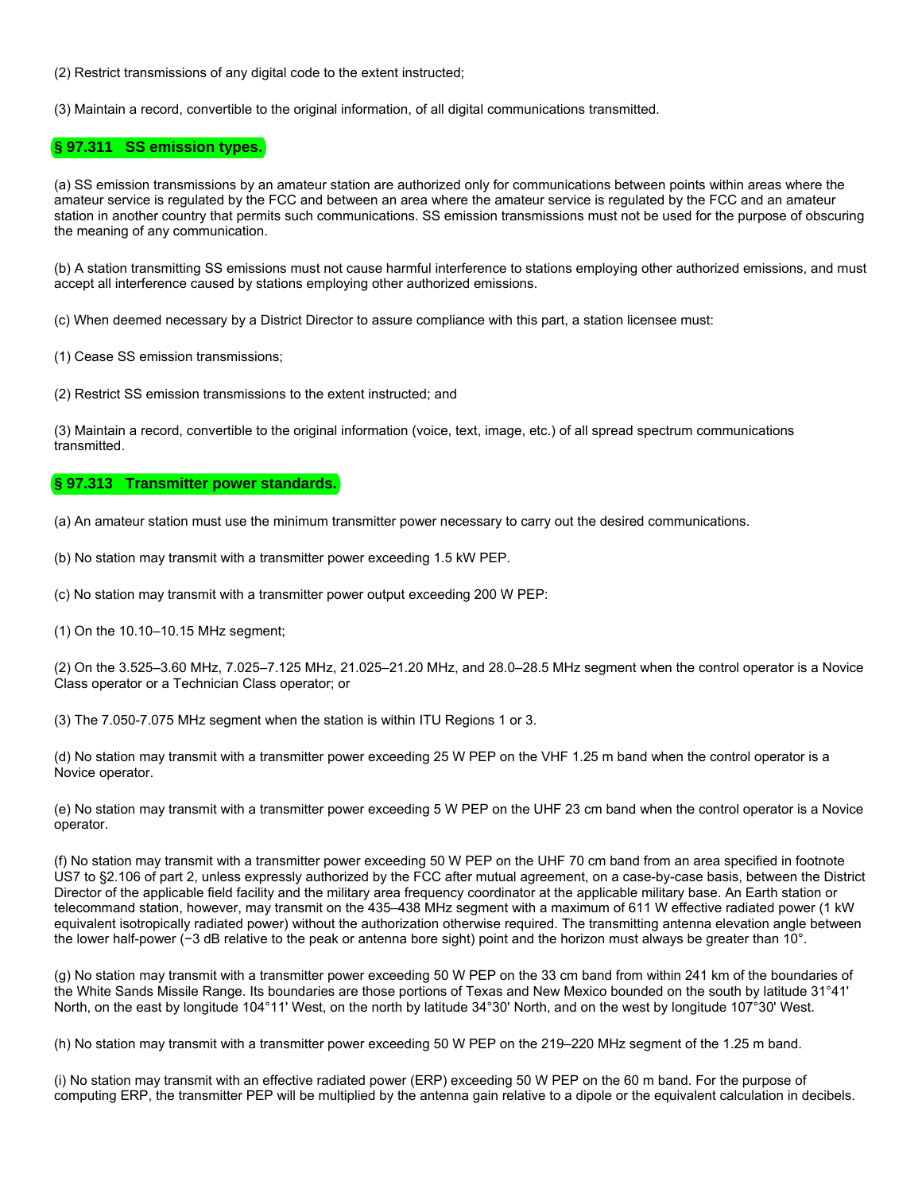(2) Restrict transmissions of any digital code to the extent instructed;

(3) Maintain a record, convertible to the original information, of all digital communications transmitted.

### § 97.311 SS emission types.

(a) SS emission transmissions by an amateur station are authorized only for communications between points within areas where the amateur service is regulated by the FCC and between an area where the amateur service is regulated by the FCC and an amateur station in another country that permits such communications. SS emission transmissions must not be used for the purpose of obscuring the meaning of any communication.

(b) A station transmitting SS emissions must not cause harmful interference to stations employing other authorized emissions, and must accept all interference caused by stations employing other authorized emissions.

(c) When deemed necessary by a District Director to assure compliance with this part, a station licensee must:

(1) Cease SS emission transmissions;

(2) Restrict SS emission transmissions to the extent instructed; and

(3) Maintain a record, convertible to the original information (voice, text, image, etc.) of all spread spectrum communications transmitted.

### § 97.313 Transmitter power standards.

(a) An amateur station must use the minimum transmitter power necessary to carry out the desired communications.

(b) No station may transmit with a transmitter power exceeding 1.5 kW PEP.

(c) No station may transmit with a transmitter power output exceeding 200 W PEP:

(1) On the 10.10–10.15 MHz segment;

(2) On the 3.525–3.60 MHz, 7.025–7.125 MHz, 21.025–21.20 MHz, and 28.0–28.5 MHz segment when the control operator is a Novice Class operator or a Technician Class operator; or

(3) The 7.050-7.075 MHz segment when the station is within ITU Regions 1 or 3.

(d) No station may transmit with a transmitter power exceeding 25 W PEP on the VHF 1.25 m band when the control operator is a Novice operator.

(e) No station may transmit with a transmitter power exceeding 5 W PEP on the UHF 23 cm band when the control operator is a Novice operator.

(f) No station may transmit with a transmitter power exceeding 50 W PEP on the UHF 70 cm band from an area specified in footnote US7 to §2.106 of part 2, unless expressly authorized by the FCC after mutual agreement, on a case-by-case basis, between the District Director of the applicable field facility and the military area frequency coordinator at the applicable military base. An Earth station or telecommand station, however, may transmit on the 435–438 MHz segment with a maximum of 611 W effective radiated power (1 kW equivalent isotropically radiated power) without the authorization otherwise required. The transmitting antenna elevation angle between the lower half-power (−3 dB relative to the peak or antenna bore sight) point and the horizon must always be greater than 10°.

(g) No station may transmit with a transmitter power exceeding 50 W PEP on the 33 cm band from within 241 km of the boundaries of the White Sands Missile Range. Its boundaries are those portions of Texas and New Mexico bounded on the south by latitude 31°41' North, on the east by longitude 104°11' West, on the north by latitude 34°30' North, and on the west by longitude 107°30' West.

(h) No station may transmit with a transmitter power exceeding 50 W PEP on the 219–220 MHz segment of the 1.25 m band.

(i) No station may transmit with an effective radiated power (ERP) exceeding 50 W PEP on the 60 m band. For the purpose of computing ERP, the transmitter PEP will be multiplied by the antenna gain relative to a dipole or the equivalent calculation in decibels.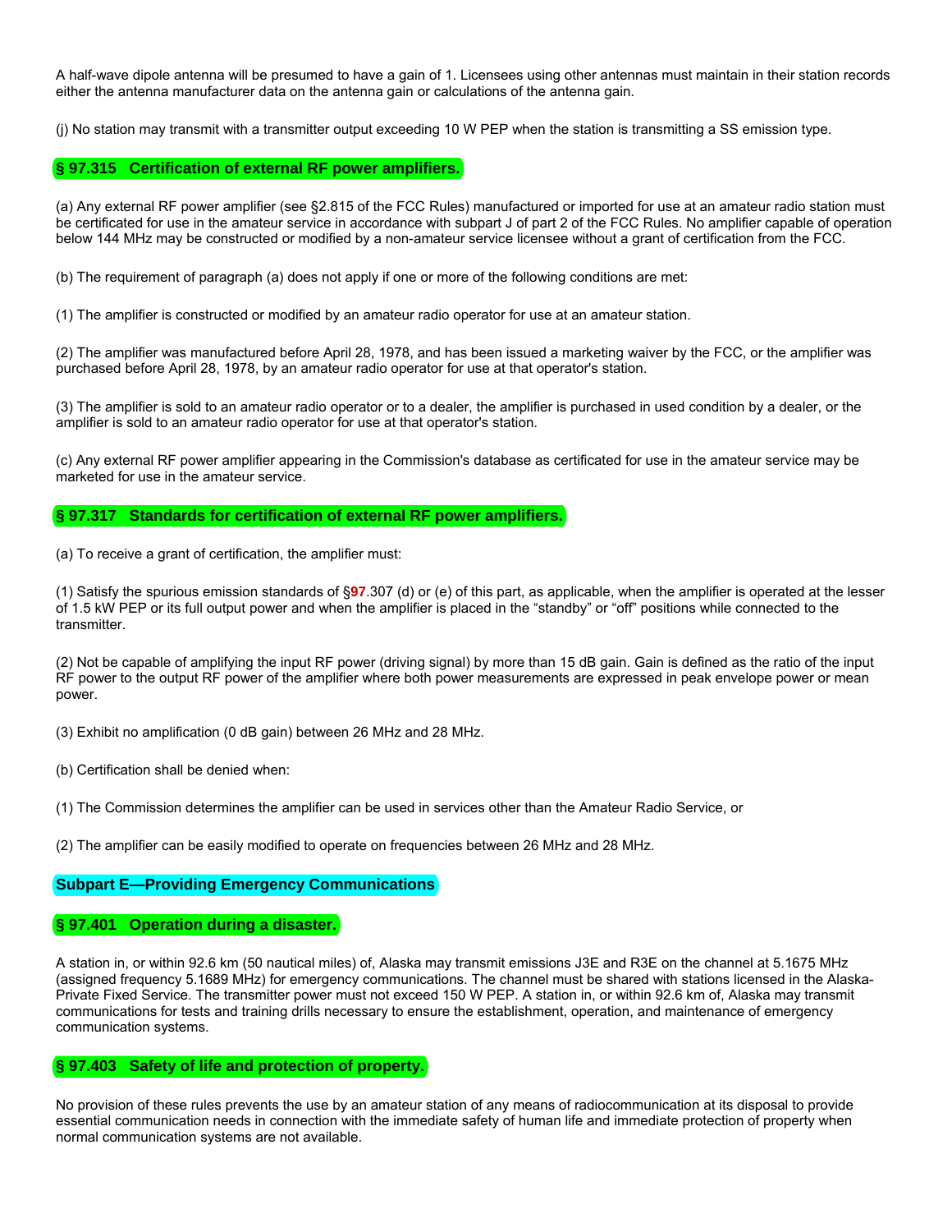A half-wave dipole antenna will be presumed to have a gain of 1. Licensees using other antennas must maintain in their station records either the antenna manufacturer data on the antenna gain or calculations of the antenna gain.

(j) No station may transmit with a transmitter output exceeding 10 W PEP when the station is transmitting a SS emission type.

### § 97.315 Certification of external RF power amplifiers.

(a) Any external RF power amplifier (see §2.815 of the FCC Rules) manufactured or imported for use at an amateur radio station must be certificated for use in the amateur service in accordance with subpart J of part 2 of the FCC Rules. No amplifier capable of operation below 144 MHz may be constructed or modified by a non-amateur service licensee without a grant of certification from the FCC.

(b) The requirement of paragraph (a) does not apply if one or more of the following conditions are met:

(1) The amplifier is constructed or modified by an amateur radio operator for use at an amateur station.

(2) The amplifier was manufactured before April 28, 1978, and has been issued a marketing waiver by the FCC, or the amplifier was purchased before April 28, 1978, by an amateur radio operator for use at that operator's station.

(3) The amplifier is sold to an amateur radio operator or to a dealer, the amplifier is purchased in used condition by a dealer, or the amplifier is sold to an amateur radio operator for use at that operator's station.

(c) Any external RF power amplifier appearing in the Commission's database as certificated for use in the amateur service may be marketed for use in the amateur service.

### § 97.317 Standards for certification of external RF power amplifiers.

(a) To receive a grant of certification, the amplifier must:

(1) Satisfy the spurious emission standards of §97.307 (d) or (e) of this part, as applicable, when the amplifier is operated at the lesser of 1.5 kW PEP or its full output power and when the amplifier is placed in the “standby” or “off” positions while connected to the transmitter.

(2) Not be capable of amplifying the input RF power (driving signal) by more than 15 dB gain. Gain is defined as the ratio of the input RF power to the output RF power of the amplifier where both power measurements are expressed in peak envelope power or mean power.

(3) Exhibit no amplification (0 dB gain) between 26 MHz and 28 MHz.

(b) Certification shall be denied when:

(1) The Commission determines the amplifier can be used in services other than the Amateur Radio Service, or

(2) The amplifier can be easily modified to operate on frequencies between 26 MHz and 28 MHz.

## Subpart E—Providing Emergency Communications

### § 97.401 Operation during a disaster.

A station in, or within 92.6 km (50 nautical miles) of, Alaska may transmit emissions J3E and R3E on the channel at 5.1675 MHz (assigned frequency 5.1689 MHz) for emergency communications. The channel must be shared with stations licensed in the Alaska-Private Fixed Service. The transmitter power must not exceed 150 W PEP. A station in, or within 92.6 km of, Alaska may transmit communications for tests and training drills necessary to ensure the establishment, operation, and maintenance of emergency communication systems.

### § 97.403 Safety of life and protection of property.

No provision of these rules prevents the use by an amateur station of any means of radiocommunication at its disposal to provide essential communication needs in connection with the immediate safety of human life and immediate protection of property when normal communication systems are not available.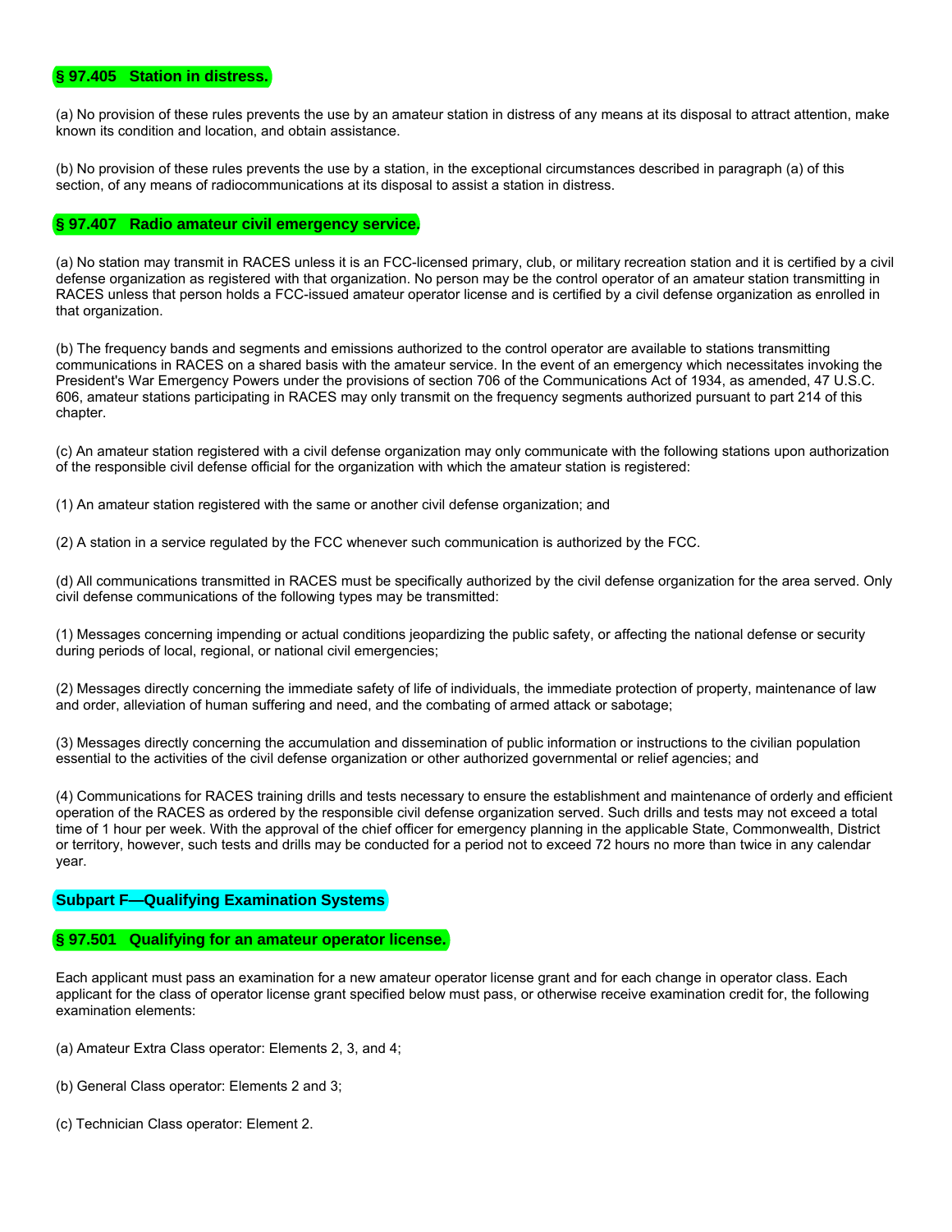### § 97.405 Station in distress.

(a) No provision of these rules prevents the use by an amateur station in distress of any means at its disposal to attract attention, make known its condition and location, and obtain assistance.

(b) No provision of these rules prevents the use by a station, in the exceptional circumstances described in paragraph (a) of this section, of any means of radiocommunications at its disposal to assist a station in distress.

### § 97.407 Radio amateur civil emergency service.

(a) No station may transmit in RACES unless it is an FCC-licensed primary, club, or military recreation station and it is certified by a civil defense organization as registered with that organization. No person may be the control operator of an amateur station transmitting in RACES unless that person holds a FCC-issued amateur operator license and is certified by a civil defense organization as enrolled in that organization.

(b) The frequency bands and segments and emissions authorized to the control operator are available to stations transmitting communications in RACES on a shared basis with the amateur service. In the event of an emergency which necessitates invoking the President's War Emergency Powers under the provisions of section 706 of the Communications Act of 1934, as amended, 47 U.S.C. 606, amateur stations participating in RACES may only transmit on the frequency segments authorized pursuant to part 214 of this chapter.

(c) An amateur station registered with a civil defense organization may only communicate with the following stations upon authorization of the responsible civil defense official for the organization with which the amateur station is registered:

(1) An amateur station registered with the same or another civil defense organization; and

(2) A station in a service regulated by the FCC whenever such communication is authorized by the FCC.

(d) All communications transmitted in RACES must be specifically authorized by the civil defense organization for the area served. Only civil defense communications of the following types may be transmitted:

(1) Messages concerning impending or actual conditions jeopardizing the public safety, or affecting the national defense or security during periods of local, regional, or national civil emergencies;

(2) Messages directly concerning the immediate safety of life of individuals, the immediate protection of property, maintenance of law and order, alleviation of human suffering and need, and the combating of armed attack or sabotage;

(3) Messages directly concerning the accumulation and dissemination of public information or instructions to the civilian population essential to the activities of the civil defense organization or other authorized governmental or relief agencies; and

(4) Communications for RACES training drills and tests necessary to ensure the establishment and maintenance of orderly and efficient operation of the RACES as ordered by the responsible civil defense organization served. Such drills and tests may not exceed a total time of 1 hour per week. With the approval of the chief officer for emergency planning in the applicable State, Commonwealth, District or territory, however, such tests and drills may be conducted for a period not to exceed 72 hours no more than twice in any calendar year.

## Subpart F—Qualifying Examination Systems

### § 97.501 Qualifying for an amateur operator license.

Each applicant must pass an examination for a new amateur operator license grant and for each change in operator class. Each applicant for the class of operator license grant specified below must pass, or otherwise receive examination credit for, the following examination elements:

(a) Amateur Extra Class operator: Elements 2, 3, and 4;

(b) General Class operator: Elements 2 and 3;

(c) Technician Class operator: Element 2.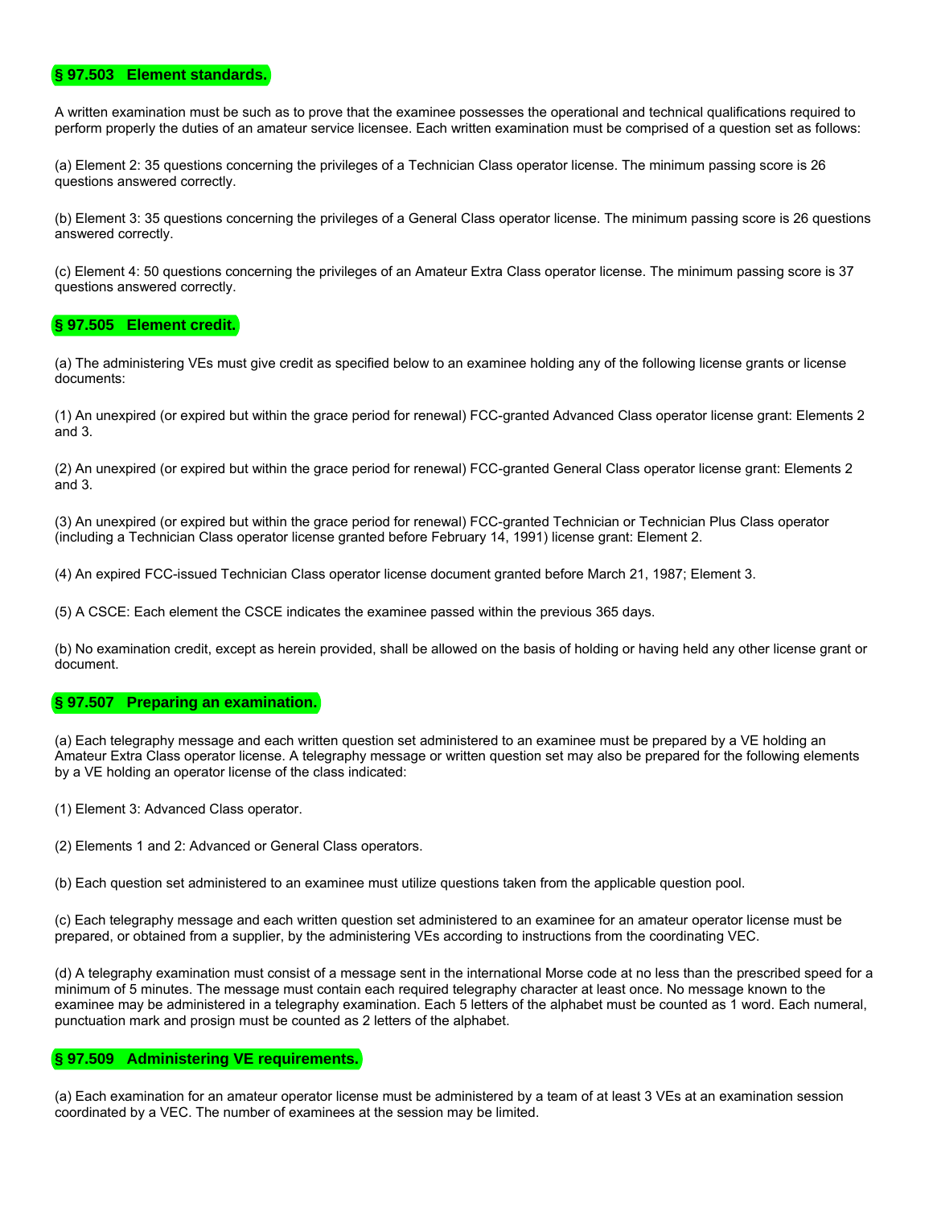### § 97.503 Element standards.

A written examination must be such as to prove that the examinee possesses the operational and technical qualifications required to perform properly the duties of an amateur service licensee. Each written examination must be comprised of a question set as follows:

(a) Element 2: 35 questions concerning the privileges of a Technician Class operator license. The minimum passing score is 26 questions answered correctly.

(b) Element 3: 35 questions concerning the privileges of a General Class operator license. The minimum passing score is 26 questions answered correctly.

(c) Element 4: 50 questions concerning the privileges of an Amateur Extra Class operator license. The minimum passing score is 37 questions answered correctly.

### § 97.505 Element credit.

(a) The administering VEs must give credit as specified below to an examinee holding any of the following license grants or license documents:

(1) An unexpired (or expired but within the grace period for renewal) FCC-granted Advanced Class operator license grant: Elements 2 and 3.

(2) An unexpired (or expired but within the grace period for renewal) FCC-granted General Class operator license grant: Elements 2 and 3.

(3) An unexpired (or expired but within the grace period for renewal) FCC-granted Technician or Technician Plus Class operator (including a Technician Class operator license granted before February 14, 1991) license grant: Element 2.

(4) An expired FCC-issued Technician Class operator license document granted before March 21, 1987; Element 3.

(5) A CSCE: Each element the CSCE indicates the examinee passed within the previous 365 days.

(b) No examination credit, except as herein provided, shall be allowed on the basis of holding or having held any other license grant or document.

### § 97.507 Preparing an examination.

(a) Each telegraphy message and each written question set administered to an examinee must be prepared by a VE holding an Amateur Extra Class operator license. A telegraphy message or written question set may also be prepared for the following elements by a VE holding an operator license of the class indicated:

(1) Element 3: Advanced Class operator.

(2) Elements 1 and 2: Advanced or General Class operators.

(b) Each question set administered to an examinee must utilize questions taken from the applicable question pool.

(c) Each telegraphy message and each written question set administered to an examinee for an amateur operator license must be prepared, or obtained from a supplier, by the administering VEs according to instructions from the coordinating VEC.

(d) A telegraphy examination must consist of a message sent in the international Morse code at no less than the prescribed speed for a minimum of 5 minutes. The message must contain each required telegraphy character at least once. No message known to the examinee may be administered in a telegraphy examination. Each 5 letters of the alphabet must be counted as 1 word. Each numeral, punctuation mark and prosign must be counted as 2 letters of the alphabet.

### § 97.509 Administering VE requirements.

(a) Each examination for an amateur operator license must be administered by a team of at least 3 VEs at an examination session coordinated by a VEC. The number of examinees at the session may be limited.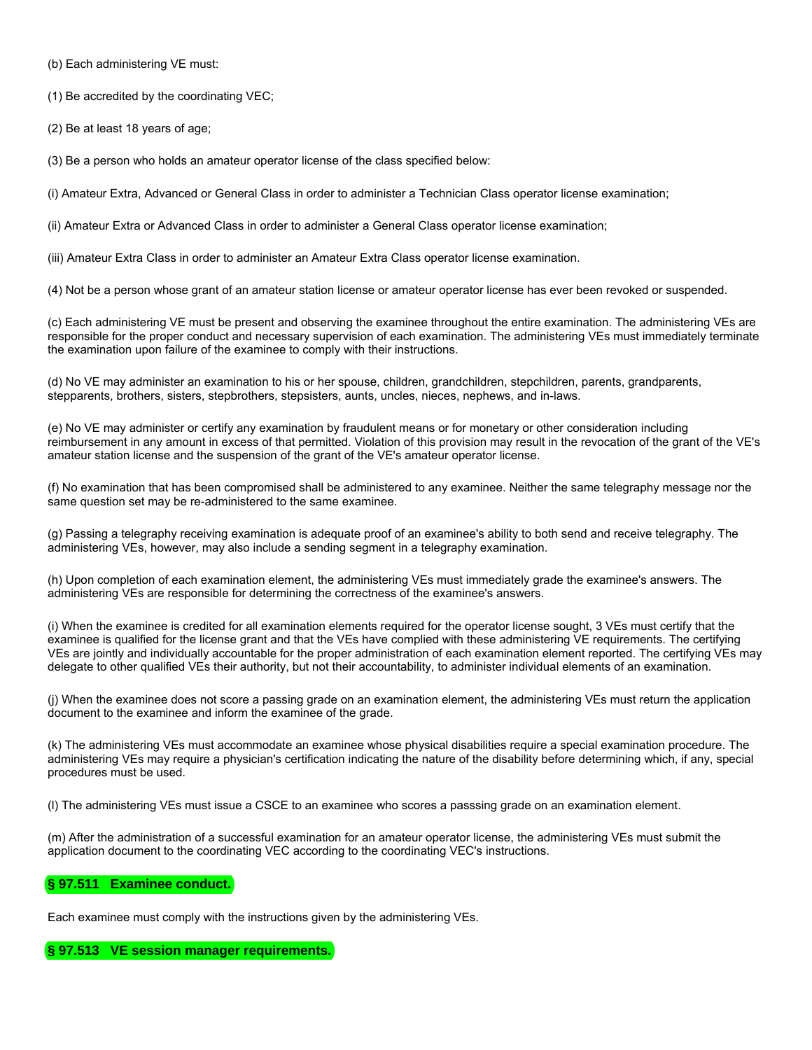(b) Each administering VE must:

(1) Be accredited by the coordinating VEC;

(2) Be at least 18 years of age;

(3) Be a person who holds an amateur operator license of the class specified below:

(i) Amateur Extra, Advanced or General Class in order to administer a Technician Class operator license examination;

(ii) Amateur Extra or Advanced Class in order to administer a General Class operator license examination;

(iii) Amateur Extra Class in order to administer an Amateur Extra Class operator license examination.

(4) Not be a person whose grant of an amateur station license or amateur operator license has ever been revoked or suspended.

(c) Each administering VE must be present and observing the examinee throughout the entire examination. The administering VEs are responsible for the proper conduct and necessary supervision of each examination. The administering VEs must immediately terminate the examination upon failure of the examinee to comply with their instructions.

(d) No VE may administer an examination to his or her spouse, children, grandchildren, stepchildren, parents, grandparents, stepparents, brothers, sisters, stepbrothers, stepsisters, aunts, uncles, nieces, nephews, and in-laws.

(e) No VE may administer or certify any examination by fraudulent means or for monetary or other consideration including reimbursement in any amount in excess of that permitted. Violation of this provision may result in the revocation of the grant of the VE's amateur station license and the suspension of the grant of the VE's amateur operator license.

(f) No examination that has been compromised shall be administered to any examinee. Neither the same telegraphy message nor the same question set may be re-administered to the same examinee.

(g) Passing a telegraphy receiving examination is adequate proof of an examinee's ability to both send and receive telegraphy. The administering VEs, however, may also include a sending segment in a telegraphy examination.

(h) Upon completion of each examination element, the administering VEs must immediately grade the examinee's answers. The administering VEs are responsible for determining the correctness of the examinee's answers.

(i) When the examinee is credited for all examination elements required for the operator license sought, 3 VEs must certify that the examinee is qualified for the license grant and that the VEs have complied with these administering VE requirements. The certifying VEs are jointly and individually accountable for the proper administration of each examination element reported. The certifying VEs may delegate to other qualified VEs their authority, but not their accountability, to administer individual elements of an examination.

(j) When the examinee does not score a passing grade on an examination element, the administering VEs must return the application document to the examinee and inform the examinee of the grade.

(k) The administering VEs must accommodate an examinee whose physical disabilities require a special examination procedure. The administering VEs may require a physician's certification indicating the nature of the disability before determining which, if any, special procedures must be used.

(l) The administering VEs must issue a CSCE to an examinee who scores a passsing grade on an examination element.

(m) After the administration of a successful examination for an amateur operator license, the administering VEs must submit the application document to the coordinating VEC according to the coordinating VEC's instructions.

### § 97.511 Examinee conduct.

Each examinee must comply with the instructions given by the administering VEs.

### § 97.513 VE session manager requirements.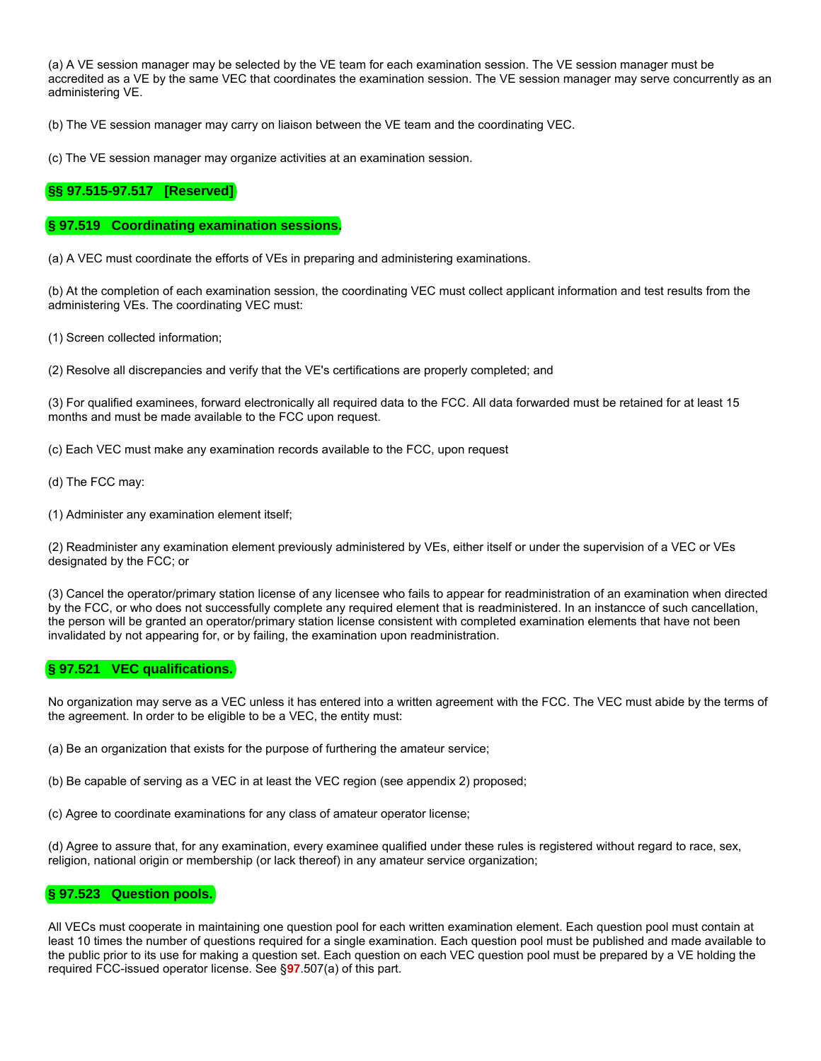(a) A VE session manager may be selected by the VE team for each examination session. The VE session manager must be accredited as a VE by the same VEC that coordinates the examination session. The VE session manager may serve concurrently as an administering VE.

(b) The VE session manager may carry on liaison between the VE team and the coordinating VEC.

(c) The VE session manager may organize activities at an examination session.

### §§ 97.515-97.517 [Reserved]

### § 97.519 Coordinating examination sessions.

(a) A VEC must coordinate the efforts of VEs in preparing and administering examinations.

(b) At the completion of each examination session, the coordinating VEC must collect applicant information and test results from the administering VEs. The coordinating VEC must:

(1) Screen collected information;

(2) Resolve all discrepancies and verify that the VE's certifications are properly completed; and

(3) For qualified examinees, forward electronically all required data to the FCC. All data forwarded must be retained for at least 15 months and must be made available to the FCC upon request.

(c) Each VEC must make any examination records available to the FCC, upon request

(d) The FCC may:

(1) Administer any examination element itself;

(2) Readminister any examination element previously administered by VEs, either itself or under the supervision of a VEC or VEs designated by the FCC; or

(3) Cancel the operator/primary station license of any licensee who fails to appear for readministration of an examination when directed by the FCC, or who does not successfully complete any required element that is readministered. In an instancce of such cancellation, the person will be granted an operator/primary station license consistent with completed examination elements that have not been invalidated by not appearing for, or by failing, the examination upon readministration.

### § 97.521 VEC qualifications.

No organization may serve as a VEC unless it has entered into a written agreement with the FCC. The VEC must abide by the terms of the agreement. In order to be eligible to be a VEC, the entity must:

(a) Be an organization that exists for the purpose of furthering the amateur service;

(b) Be capable of serving as a VEC in at least the VEC region (see appendix 2) proposed;

(c) Agree to coordinate examinations for any class of amateur operator license;

(d) Agree to assure that, for any examination, every examinee qualified under these rules is registered without regard to race, sex, religion, national origin or membership (or lack thereof) in any amateur service organization;

### § 97.523 Question pools.

All VECs must cooperate in maintaining one question pool for each written examination element. Each question pool must contain at least 10 times the number of questions required for a single examination. Each question pool must be published and made available to the public prior to its use for making a question set. Each question on each VEC question pool must be prepared by a VE holding the required FCC-issued operator license. See §97.507(a) of this part.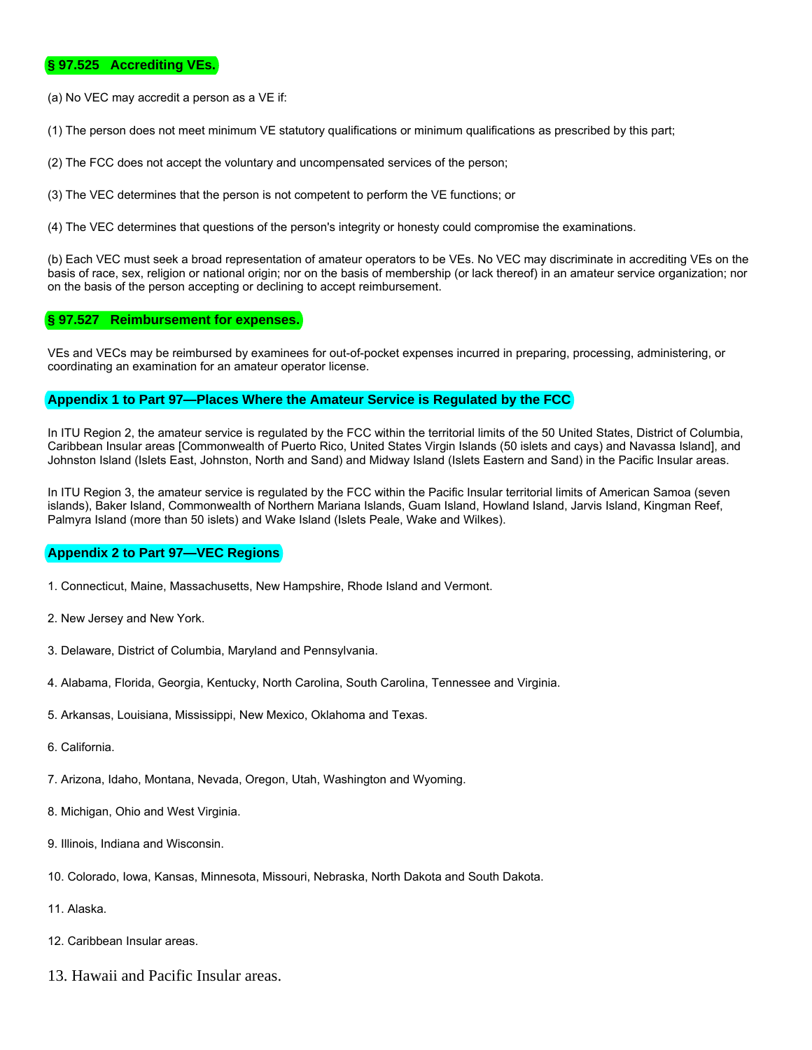### § 97.525 Accrediting VEs.

(a) No VEC may accredit a person as a VE if:

(1) The person does not meet minimum VE statutory qualifications or minimum qualifications as prescribed by this part;

(2) The FCC does not accept the voluntary and uncompensated services of the person;

(3) The VEC determines that the person is not competent to perform the VE functions; or

(4) The VEC determines that questions of the person's integrity or honesty could compromise the examinations.

(b) Each VEC must seek a broad representation of amateur operators to be VEs. No VEC may discriminate in accrediting VEs on the basis of race, sex, religion or national origin; nor on the basis of membership (or lack thereof) in an amateur service organization; nor on the basis of the person accepting or declining to accept reimbursement.

### § 97.527 Reimbursement for expenses.

VEs and VECs may be reimbursed by examinees for out-of-pocket expenses incurred in preparing, processing, administering, or coordinating an examination for an amateur operator license.

### Appendix 1 to Part 97—Places Where the Amateur Service is Regulated by the FCC

In ITU Region 2, the amateur service is regulated by the FCC within the territorial limits of the 50 United States, District of Columbia, Caribbean Insular areas [Commonwealth of Puerto Rico, United States Virgin Islands (50 islets and cays) and Navassa Island], and Johnston Island (Islets East, Johnston, North and Sand) and Midway Island (Islets Eastern and Sand) in the Pacific Insular areas.

In ITU Region 3, the amateur service is regulated by the FCC within the Pacific Insular territorial limits of American Samoa (seven islands), Baker Island, Commonwealth of Northern Mariana Islands, Guam Island, Howland Island, Jarvis Island, Kingman Reef, Palmyra Island (more than 50 islets) and Wake Island (Islets Peale, Wake and Wilkes).

### Appendix 2 to Part 97—VEC Regions

1. Connecticut, Maine, Massachusetts, New Hampshire, Rhode Island and Vermont.

2. New Jersey and New York.

3. Delaware, District of Columbia, Maryland and Pennsylvania.

4. Alabama, Florida, Georgia, Kentucky, North Carolina, South Carolina, Tennessee and Virginia.

5. Arkansas, Louisiana, Mississippi, New Mexico, Oklahoma and Texas.

6. California.

7. Arizona, Idaho, Montana, Nevada, Oregon, Utah, Washington and Wyoming.

8. Michigan, Ohio and West Virginia.

9. Illinois, Indiana and Wisconsin.

10. Colorado, Iowa, Kansas, Minnesota, Missouri, Nebraska, North Dakota and South Dakota.

11. Alaska.

12. Caribbean Insular areas.

13. Hawaii and Pacific Insular areas.